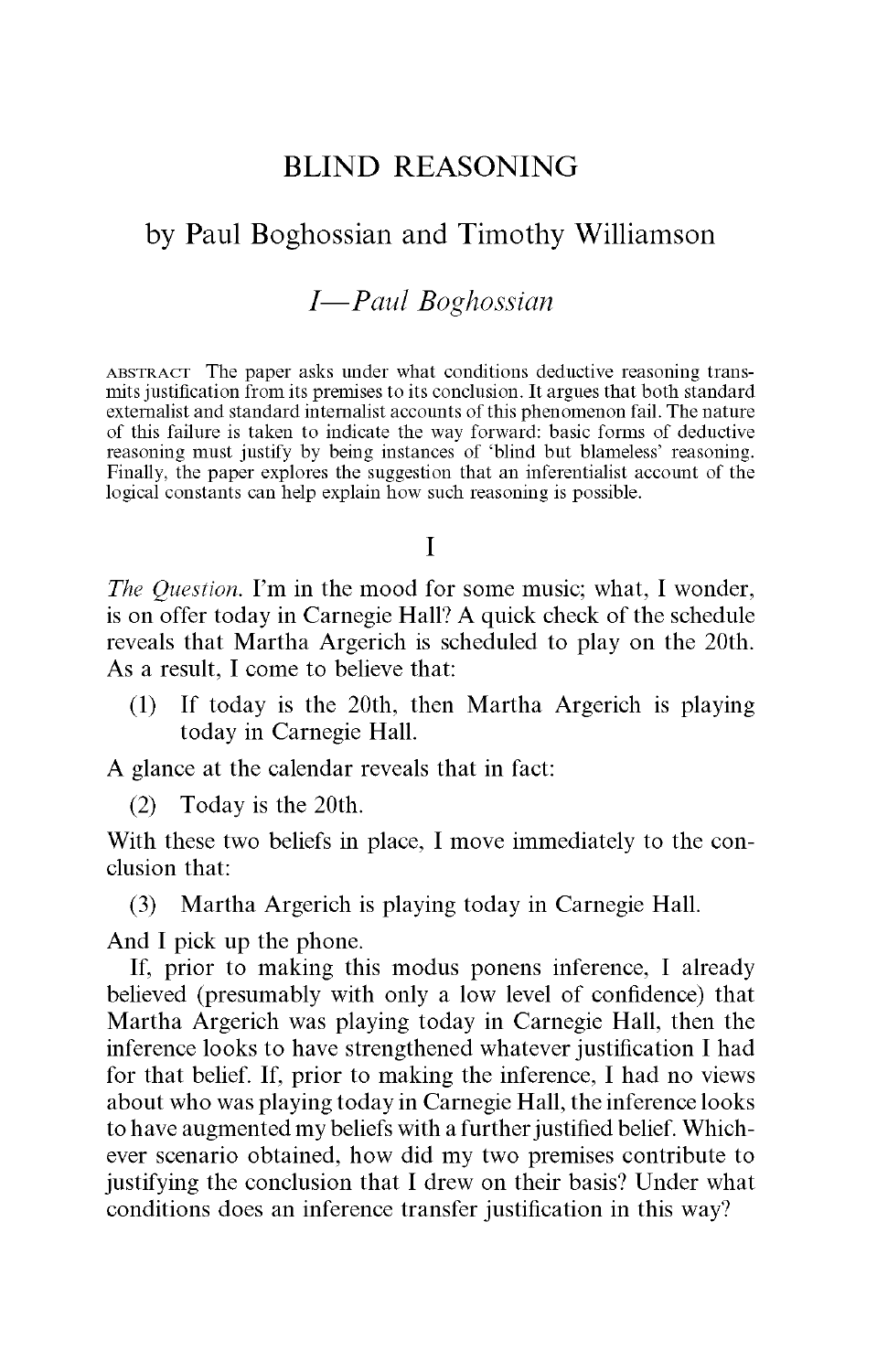# BLIND REASONING

## by Paul Boghossian and Timothy Williamson

### *I—Paul Boghossian*

ABSTRACT The paper asks under what conditions deductive reasoning transmits justification from its premises to its conclusion. It argues that both standard externalist and standard internalist accounts of this phenomenon fail. The nature of this failure is taken to indicate the way forward: basic forms of deductive reasoning must justify by being instances of 'blind but blameless' reasoning. Finally, the paper explores the suggestion that an inferentialist account of the logical constants can help explain how such reasoning is possible.

## I

*The Question*. I'm in the mood for some music; what, I wonder, is on offer today in Carnegie Hall? A quick check of the schedule reveals that Martha Argerich is scheduled to play on the 20th. As a result, I come to believe that:

(1) If today is the 20th, then Martha Argerich is playing today in Carnegie Hall.

A glance at the calendar reveals that in fact:

(2) Today is the 20th.

With these two beliefs in place, I move immediately to the conclusion that:

(3) Martha Argerich is playing today in Carnegie Hall.

And I pick up the phone.

If, prior to making this modus ponens inference, I already believed (presumably with only a low level of confidence) that Martha Argerich was playing today in Carnegie Hall, then the inference looks to have strengthened whatever justification I had for that belief. If, prior to making the inference, I had no views about who was playing today in Carnegie Hall, the inference looks to have augmented my beliefs with a further justified belief. Whichever scenario obtained, how did my two premises contribute to justifying the conclusion that I drew on their basis? Under what conditions does an inference transfer justification in this way?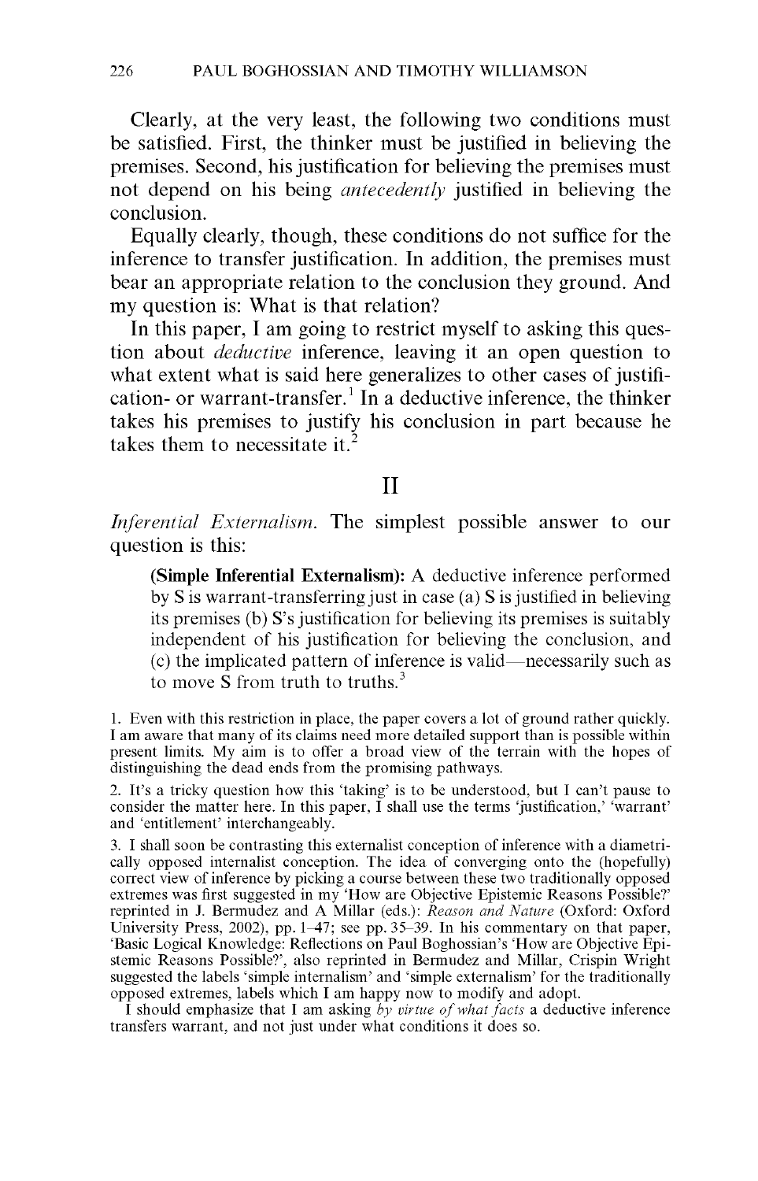Clearly, at the very least, the following two conditions must be satisfied. First, the thinker must be justified in believing the premises. Second, his justification for believing the premises must not depend on his being *antecedently* justified in believing the conclusion.

Equally clearly, though, these conditions do not suffice for the inference to transfer justification. In addition, the premises must bear an appropriate relation to the conclusion they ground. And my question is: What is that relation?

In this paper, I am going to restrict myself to asking this question about *deductive* inference, leaving it an open question to what extent what is said here generalizes to other cases of justification- or warrant-transfer.[1] In a deductive inference, the thinker takes his premises to justify his conclusion in part because he takes them to necessitate it.[2]

## II

*Inferential Externalism.* The simplest possible answer to our question is this:

> **(Simple Inferential Externalism):** A deductive inference performed by S is warrant-transferring just in case (a) S is justified in believing its premises (b) S's justification for believing its premises is suitably independent of his justification for believing the conclusion, and (c) the implicated pattern of inference is valid—necessarily such as to move S from truth to truths.[3]

1. Even with this restriction in place, the paper covers a lot of ground rather quickly. I am aware that many of its claims need more detailed support than is possible within present limits. My aim is to offer a broad view of the terrain with the hopes of distinguishing the dead ends from the promising pathways.

2. It's a tricky question how this 'taking' is to be understood, but I can't pause to consider the matter here. In this paper, I shall use the terms 'justification,' 'warrant' and 'entitlement' interchangeably.

3. I shall soon be contrasting this externalist conception of inference with a diametrically opposed internalist conception. The idea of converging onto the (hopefully) correct view of inference by picking a course between these two traditionally opposed extremes was first suggested in my 'How are Objective Epistemic Reasons Possible?' reprinted in J. Bermudez and A Millar (eds.): *Reason and Nature* (Oxford: Oxford University Press, 2002), pp. 1–47; see pp. 35–39. In his commentary on that paper, 'Basic Logical Knowledge: Reflections on Paul Boghossian's 'How are Objective Epistemic Reasons Possible?', also reprinted in Bermudez and Millar, Crispin Wright suggested the labels 'simple internalism' and 'simple externalism' for the traditionally opposed extremes, labels which I am happy now to modify and adopt.

I should emphasize that I am asking *by virtue of what facts* a deductive inference transfers warrant, and not just under what conditions it does so.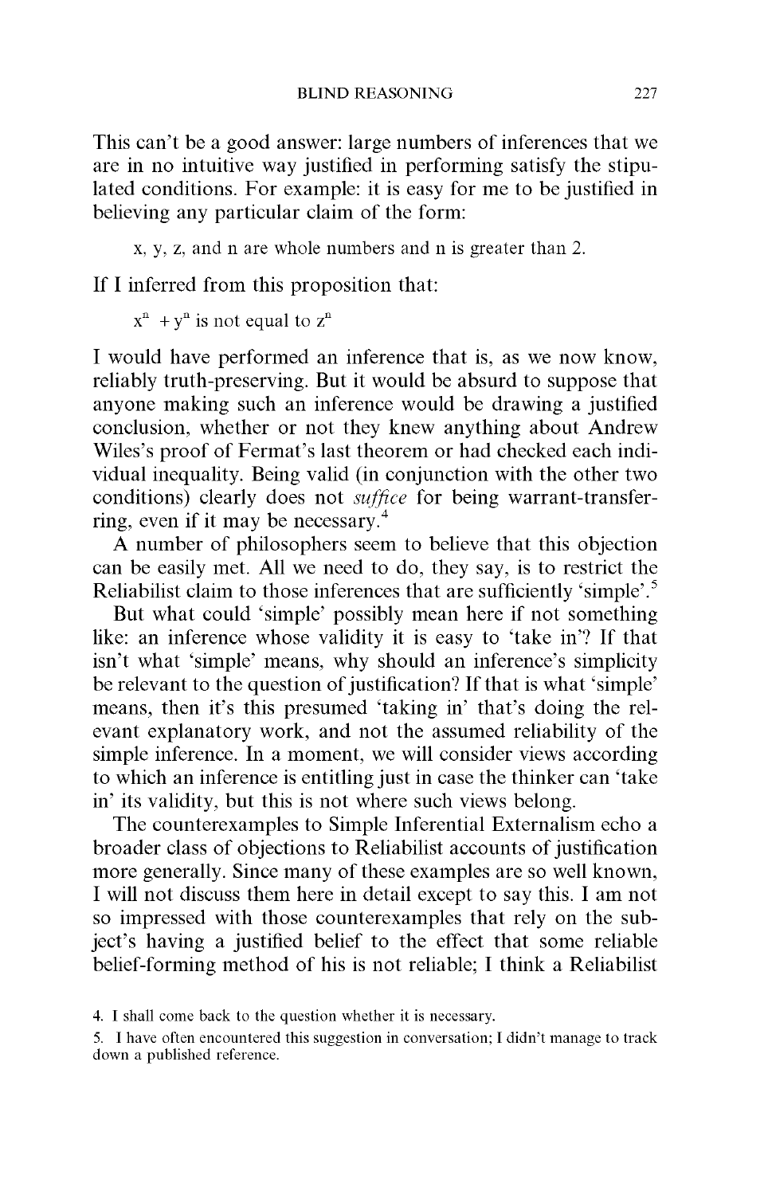This can't be a good answer: large numbers of inferences that we are in no intuitive way justified in performing satisfy the stipulated conditions. For example: it is easy for me to be justified in believing any particular claim of the form:

> x, y, z, and n are whole numbers and n is greater than 2.

If I inferred from this proposition that:

> $x^n + y^n$ is not equal to $z^n$

I would have performed an inference that is, as we now know, reliably truth-preserving. But it would be absurd to suppose that anyone making such an inference would be drawing a justified conclusion, whether or not they knew anything about Andrew Wiles's proof of Fermat's last theorem or had checked each individual inequality. Being valid (in conjunction with the other two conditions) clearly does not *suffice* for being warrant-transferring, even if it may be necessary.[4]

A number of philosophers seem to believe that this objection can be easily met. All we need to do, they say, is to restrict the Reliabilist claim to those inferences that are sufficiently 'simple'.[5]

But what could 'simple' possibly mean here if not something like: an inference whose validity it is easy to 'take in'? If that isn't what 'simple' means, why should an inference's simplicity be relevant to the question of justification? If that is what 'simple' means, then it's this presumed 'taking in' that's doing the relevant explanatory work, and not the assumed reliability of the simple inference. In a moment, we will consider views according to which an inference is entitling just in case the thinker can 'take in' its validity, but this is not where such views belong.

The counterexamples to Simple Inferential Externalism echo a broader class of objections to Reliabilist accounts of justification more generally. Since many of these examples are so well known, I will not discuss them here in detail except to say this. I am not so impressed with those counterexamples that rely on the subject's having a justified belief to the effect that some reliable belief-forming method of his is not reliable; I think a Reliabilist

4. I shall come back to the question whether it is necessary.

5. I have often encountered this suggestion in conversation; I didn't manage to track down a published reference.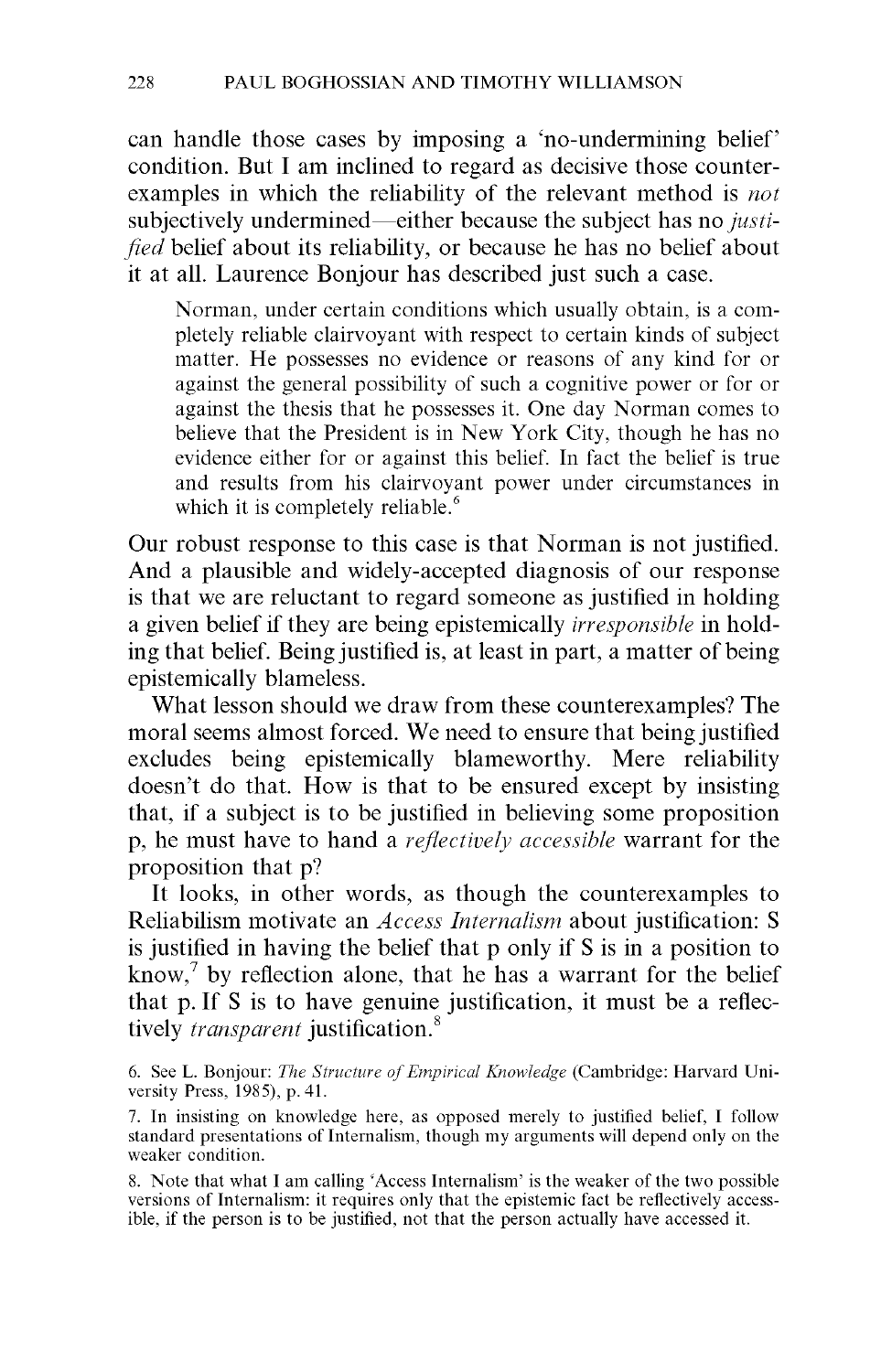can handle those cases by imposing a 'no-undermining belief' condition. But I am inclined to regard as decisive those counterexamples in which the reliability of the relevant method is *not* subjectively undermined—either because the subject has no *justified* belief about its reliability, or because he has no belief about it at all. Laurence Bonjour has described just such a case.

> Norman, under certain conditions which usually obtain, is a completely reliable clairvoyant with respect to certain kinds of subject matter. He possesses no evidence or reasons of any kind for or against the general possibility of such a cognitive power or for or against the thesis that he possesses it. One day Norman comes to believe that the President is in New York City, though he has no evidence either for or against this belief. In fact the belief is true and results from his clairvoyant power under circumstances in which it is completely reliable.[6]

Our robust response to this case is that Norman is not justified. And a plausible and widely-accepted diagnosis of our response is that we are reluctant to regard someone as justified in holding a given belief if they are being epistemically *irresponsible* in holding that belief. Being justified is, at least in part, a matter of being epistemically blameless.

What lesson should we draw from these counterexamples? The moral seems almost forced. We need to ensure that being justified excludes being epistemically blameworthy. Mere reliability doesn't do that. How is that to be ensured except by insisting that, if a subject is to be justified in believing some proposition p, he must have to hand a *reflectively accessible* warrant for the proposition that p?

It looks, in other words, as though the counterexamples to Reliabilism motivate an *Access Internalism* about justification: S is justified in having the belief that p only if S is in a position to know,[7] by reflection alone, that he has a warrant for the belief that p. If S is to have genuine justification, it must be a reflectively *transparent* justification.[8]

6. See L. Bonjour: *The Structure of Empirical Knowledge* (Cambridge: Harvard University Press, 1985), p. 41.

7. In insisting on knowledge here, as opposed merely to justified belief, I follow standard presentations of Internalism, though my arguments will depend only on the weaker condition.

8. Note that what I am calling 'Access Internalism' is the weaker of the two possible versions of Internalism: it requires only that the epistemic fact be reflectively accessible, if the person is to be justified, not that the person actually have accessed it.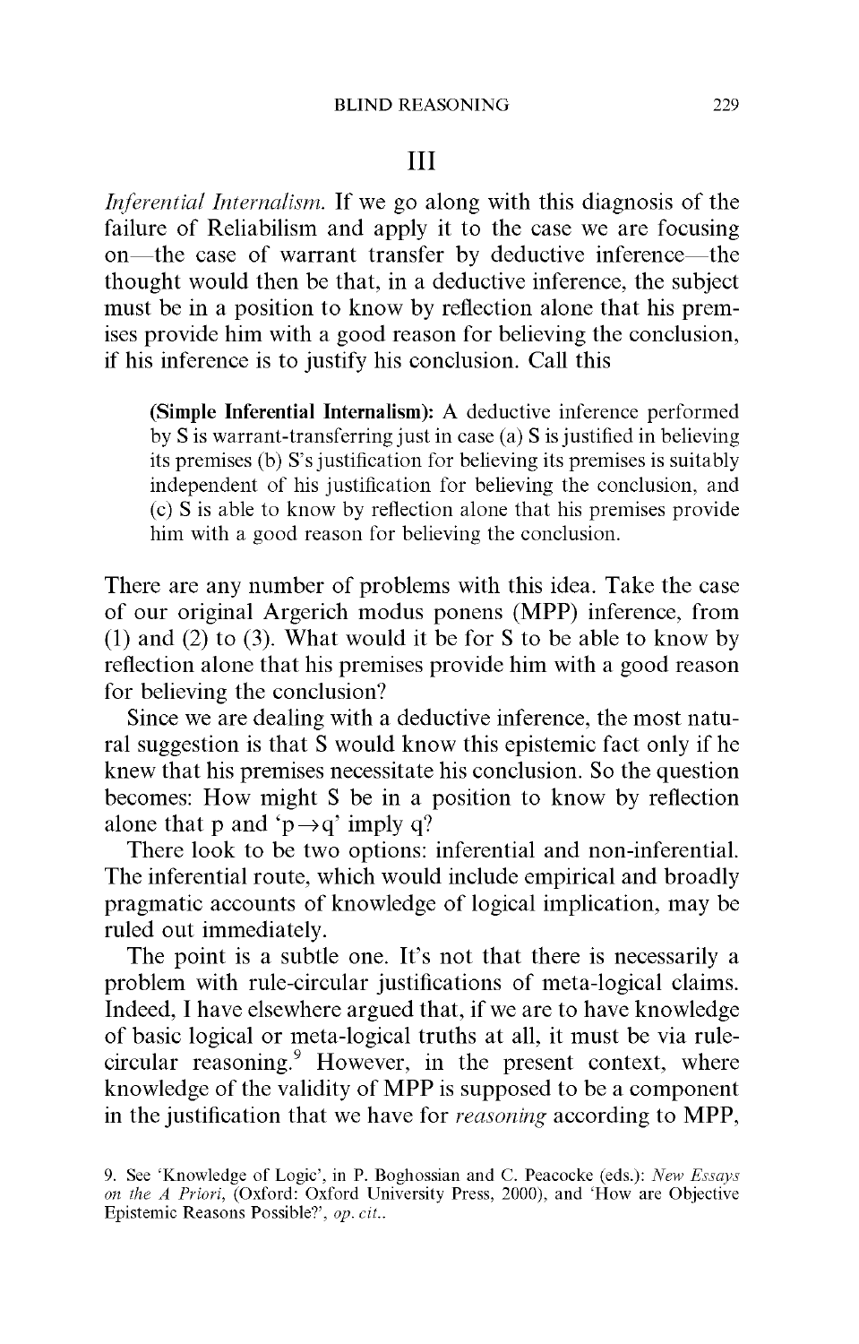## III

*Inferential Internalism.* If we go along with this diagnosis of the failure of Reliabilism and apply it to the case we are focusing on—the case of warrant transfer by deductive inference—the thought would then be that, in a deductive inference, the subject must be in a position to know by reflection alone that his premises provide him with a good reason for believing the conclusion, if his inference is to justify his conclusion. Call this

> **(Simple Inferential Internalism):** A deductive inference performed by S is warrant-transferring just in case (a) S is justified in believing its premises (b) S's justification for believing its premises is suitably independent of his justification for believing the conclusion, and (c) S is able to know by reflection alone that his premises provide him with a good reason for believing the conclusion.

There are any number of problems with this idea. Take the case of our original Argerich modus ponens (MPP) inference, from (1) and (2) to (3). What would it be for S to be able to know by reflection alone that his premises provide him with a good reason for believing the conclusion?

Since we are dealing with a deductive inference, the most natural suggestion is that S would know this epistemic fact only if he knew that his premises necessitate his conclusion. So the question becomes: How might S be in a position to know by reflection alone that p and '$p \rightarrow q$' imply q?

There look to be two options: inferential and non-inferential. The inferential route, which would include empirical and broadly pragmatic accounts of knowledge of logical implication, may be ruled out immediately.

The point is a subtle one. It's not that there is necessarily a problem with rule-circular justifications of meta-logical claims. Indeed, I have elsewhere argued that, if we are to have knowledge of basic logical or meta-logical truths at all, it must be via rule-circular reasoning.[9] However, in the present context, where knowledge of the validity of MPP is supposed to be a component in the justification that we have for *reasoning* according to MPP,

9. See 'Knowledge of Logic', in P. Boghossian and C. Peacocke (eds.): *New Essays on the A Priori*, (Oxford: Oxford University Press, 2000), and 'How are Objective Epistemic Reasons Possible?', *op. cit.*.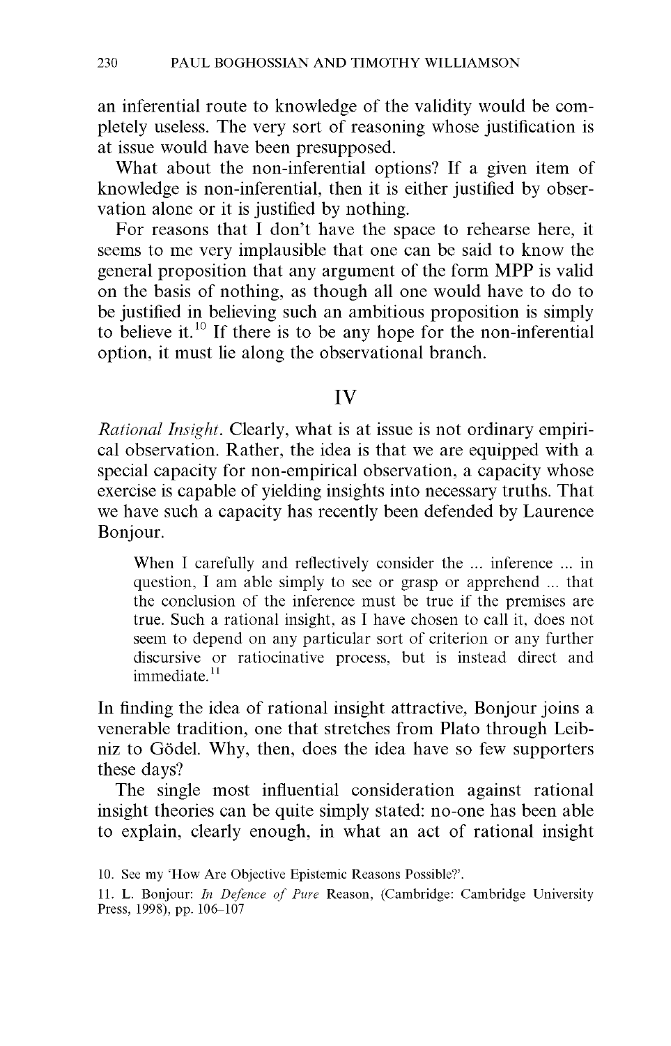an inferential route to knowledge of the validity would be completely useless. The very sort of reasoning whose justification is at issue would have been presupposed.

What about the non-inferential options? If a given item of knowledge is non-inferential, then it is either justified by observation alone or it is justified by nothing.

For reasons that I don't have the space to rehearse here, it seems to me very implausible that one can be said to know the general proposition that any argument of the form MPP is valid on the basis of nothing, as though all one would have to do to be justified in believing such an ambitious proposition is simply to believe it.[10] If there is to be any hope for the non-inferential option, it must lie along the observational branch.

## IV

*Rational Insight.* Clearly, what is at issue is not ordinary empirical observation. Rather, the idea is that we are equipped with a special capacity for non-empirical observation, a capacity whose exercise is capable of yielding insights into necessary truths. That we have such a capacity has recently been defended by Laurence Bonjour.

> When I carefully and reflectively consider the ... inference ... in question, I am able simply to see or grasp or apprehend ... that the conclusion of the inference must be true if the premises are true. Such a rational insight, as I have chosen to call it, does not seem to depend on any particular sort of criterion or any further discursive or ratiocinative process, but is instead direct and immediate.[11]

In finding the idea of rational insight attractive, Bonjour joins a venerable tradition, one that stretches from Plato through Leibniz to Gödel. Why, then, does the idea have so few supporters these days?

The single most influential consideration against rational insight theories can be quite simply stated: no-one has been able to explain, clearly enough, in what an act of rational insight

10. See my 'How Are Objective Epistemic Reasons Possible?'.

11. L. Bonjour: *In Defence of Pure* Reason, (Cambridge: Cambridge University Press, 1998), pp. 106–107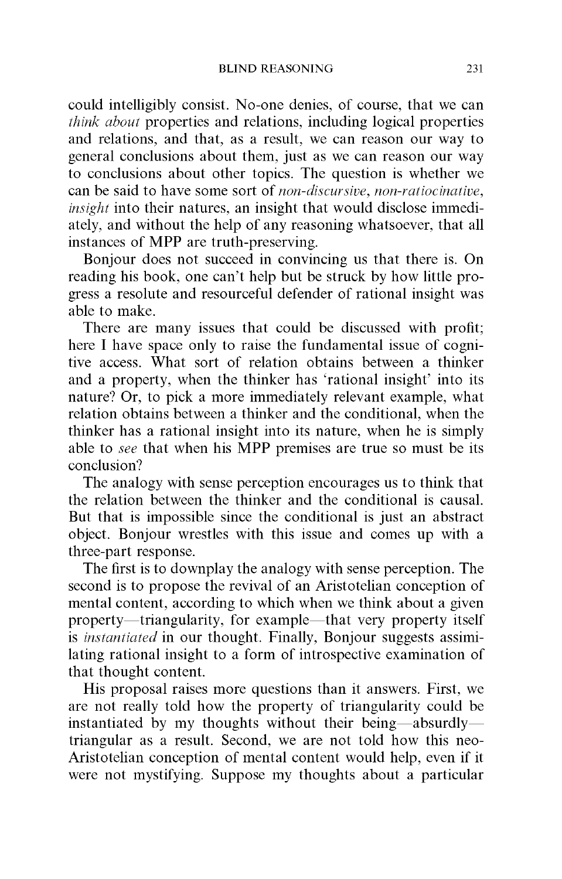could intelligibly consist. No-one denies, of course, that we can *think about* properties and relations, including logical properties and relations, and that, as a result, we can reason our way to general conclusions about them, just as we can reason our way to conclusions about other topics. The question is whether we can be said to have some sort of *non-discursive, non-ratiocinative, insight* into their natures, an insight that would disclose immediately, and without the help of any reasoning whatsoever, that all instances of MPP are truth-preserving.

Bonjour does not succeed in convincing us that there is. On reading his book, one can't help but be struck by how little progress a resolute and resourceful defender of rational insight was able to make.

There are many issues that could be discussed with profit; here I have space only to raise the fundamental issue of cognitive access. What sort of relation obtains between a thinker and a property, when the thinker has 'rational insight' into its nature? Or, to pick a more immediately relevant example, what relation obtains between a thinker and the conditional, when the thinker has a rational insight into its nature, when he is simply able to *see* that when his MPP premises are true so must be its conclusion?

The analogy with sense perception encourages us to think that the relation between the thinker and the conditional is causal. But that is impossible since the conditional is just an abstract object. Bonjour wrestles with this issue and comes up with a three-part response.

The first is to downplay the analogy with sense perception. The second is to propose the revival of an Aristotelian conception of mental content, according to which when we think about a given property—triangularity, for example—that very property itself is *instantiated* in our thought. Finally, Bonjour suggests assimilating rational insight to a form of introspective examination of that thought content.

His proposal raises more questions than it answers. First, we are not really told how the property of triangularity could be instantiated by my thoughts without their being—absurdly—triangular as a result. Second, we are not told how this neo-Aristotelian conception of mental content would help, even if it were not mystifying. Suppose my thoughts about a particular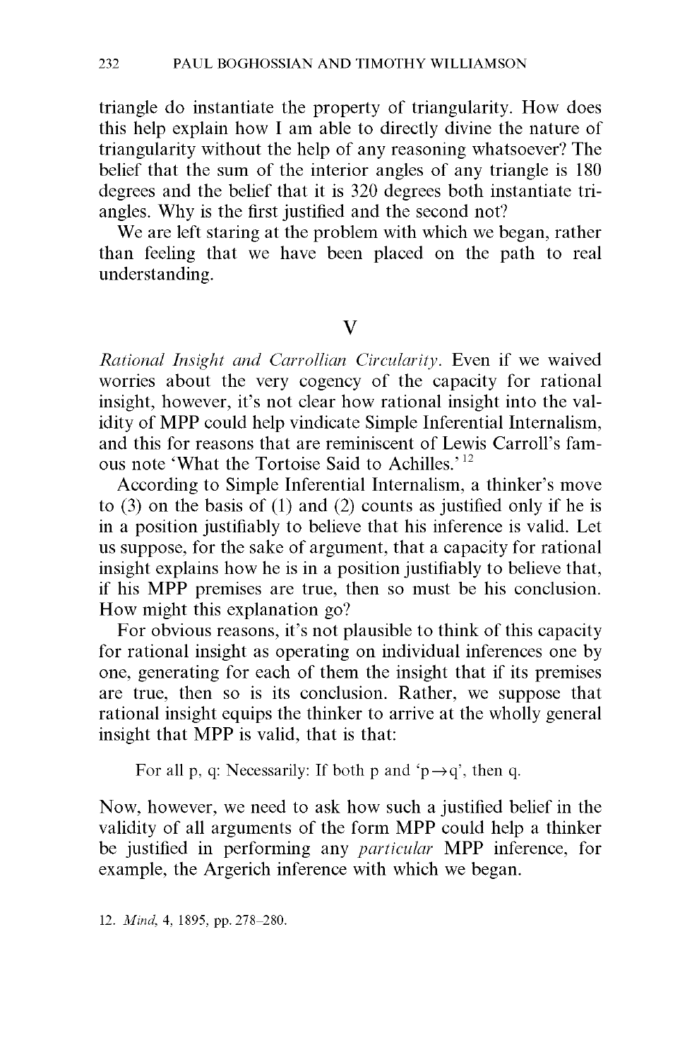triangle do instantiate the property of triangularity. How does this help explain how I am able to directly divine the nature of triangularity without the help of any reasoning whatsoever? The belief that the sum of the interior angles of any triangle is 180 degrees and the belief that it is 320 degrees both instantiate triangles. Why is the first justified and the second not?

We are left staring at the problem with which we began, rather than feeling that we have been placed on the path to real understanding.

## V

*Rational Insight and Carrollian Circularity*. Even if we waived worries about the very cogency of the capacity for rational insight, however, it's not clear how rational insight into the validity of MPP could help vindicate Simple Inferential Internalism, and this for reasons that are reminiscent of Lewis Carroll's famous note 'What the Tortoise Said to Achilles.'[12]

According to Simple Inferential Internalism, a thinker's move to (3) on the basis of (1) and (2) counts as justified only if he is in a position justifiably to believe that his inference is valid. Let us suppose, for the sake of argument, that a capacity for rational insight explains how he is in a position justifiably to believe that, if his MPP premises are true, then so must be his conclusion. How might this explanation go?

For obvious reasons, it's not plausible to think of this capacity for rational insight as operating on individual inferences one by one, generating for each of them the insight that if its premises are true, then so is its conclusion. Rather, we suppose that rational insight equips the thinker to arrive at the wholly general insight that MPP is valid, that is that:

> For all p, q: Necessarily: If both p and '$p \rightarrow q$', then q.

Now, however, we need to ask how such a justified belief in the validity of all arguments of the form MPP could help a thinker be justified in performing any *particular* MPP inference, for example, the Argerich inference with which we began.

12. *Mind*, 4, 1895, pp. 278–280.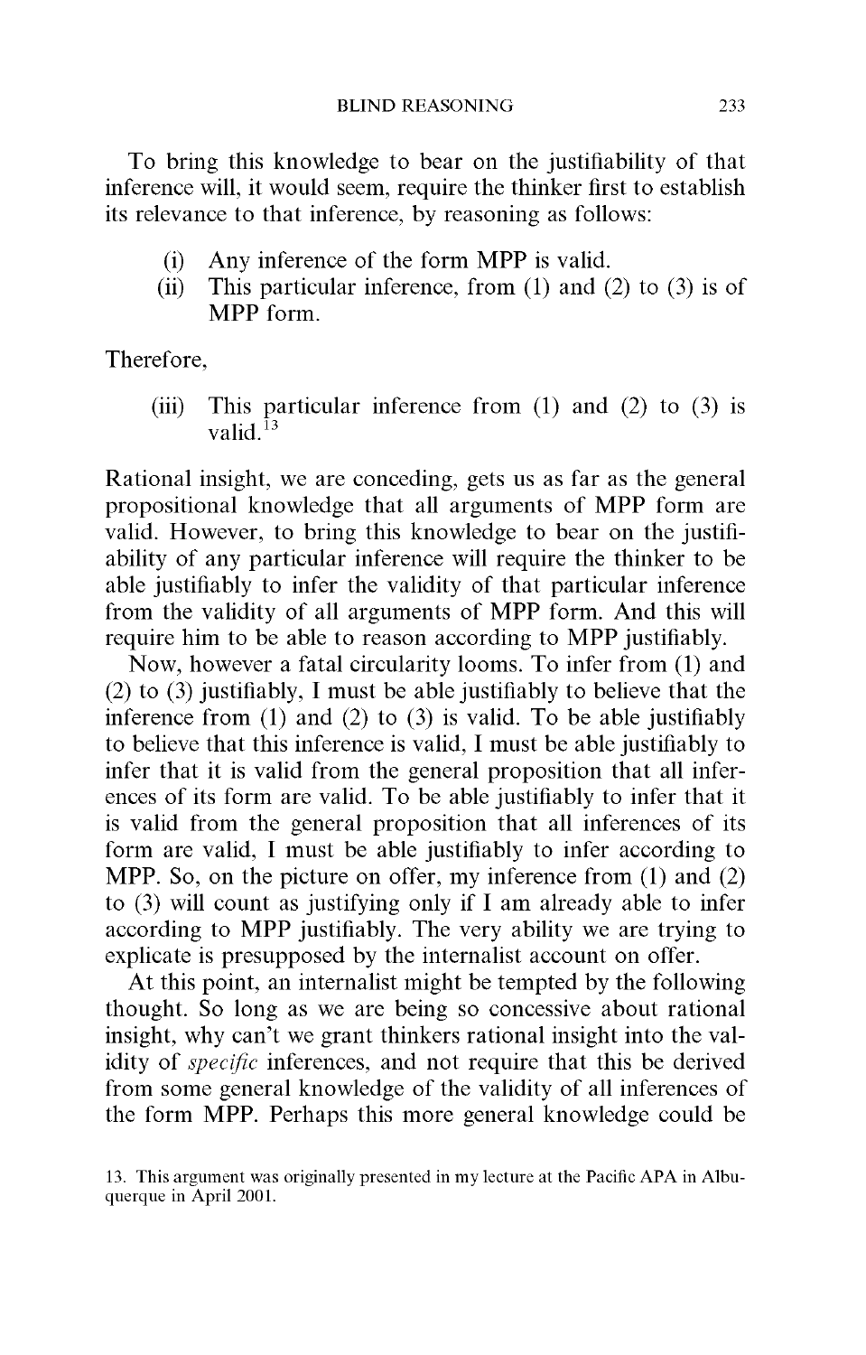To bring this knowledge to bear on the justifiability of that inference will, it would seem, require the thinker first to establish its relevance to that inference, by reasoning as follows:

(i) Any inference of the form MPP is valid.
(ii) This particular inference, from (1) and (2) to (3) is of MPP form.

Therefore,

(iii) This particular inference from (1) and (2) to (3) is valid.[13]

Rational insight, we are conceding, gets us as far as the general propositional knowledge that all arguments of MPP form are valid. However, to bring this knowledge to bear on the justifiability of any particular inference will require the thinker to be able justifiably to infer the validity of that particular inference from the validity of all arguments of MPP form. And this will require him to be able to reason according to MPP justifiably.

Now, however a fatal circularity looms. To infer from (1) and (2) to (3) justifiably, I must be able justifiably to believe that the inference from (1) and (2) to (3) is valid. To be able justifiably to believe that this inference is valid, I must be able justifiably to infer that it is valid from the general proposition that all inferences of its form are valid. To be able justifiably to infer that it is valid from the general proposition that all inferences of its form are valid, I must be able justifiably to infer according to MPP. So, on the picture on offer, my inference from (1) and (2) to (3) will count as justifying only if I am already able to infer according to MPP justifiably. The very ability we are trying to explicate is presupposed by the internalist account on offer.

At this point, an internalist might be tempted by the following thought. So long as we are being so concessive about rational insight, why can't we grant thinkers rational insight into the validity of *specific* inferences, and not require that this be derived from some general knowledge of the validity of all inferences of the form MPP. Perhaps this more general knowledge could be

13. This argument was originally presented in my lecture at the Pacific APA in Albuquerque in April 2001.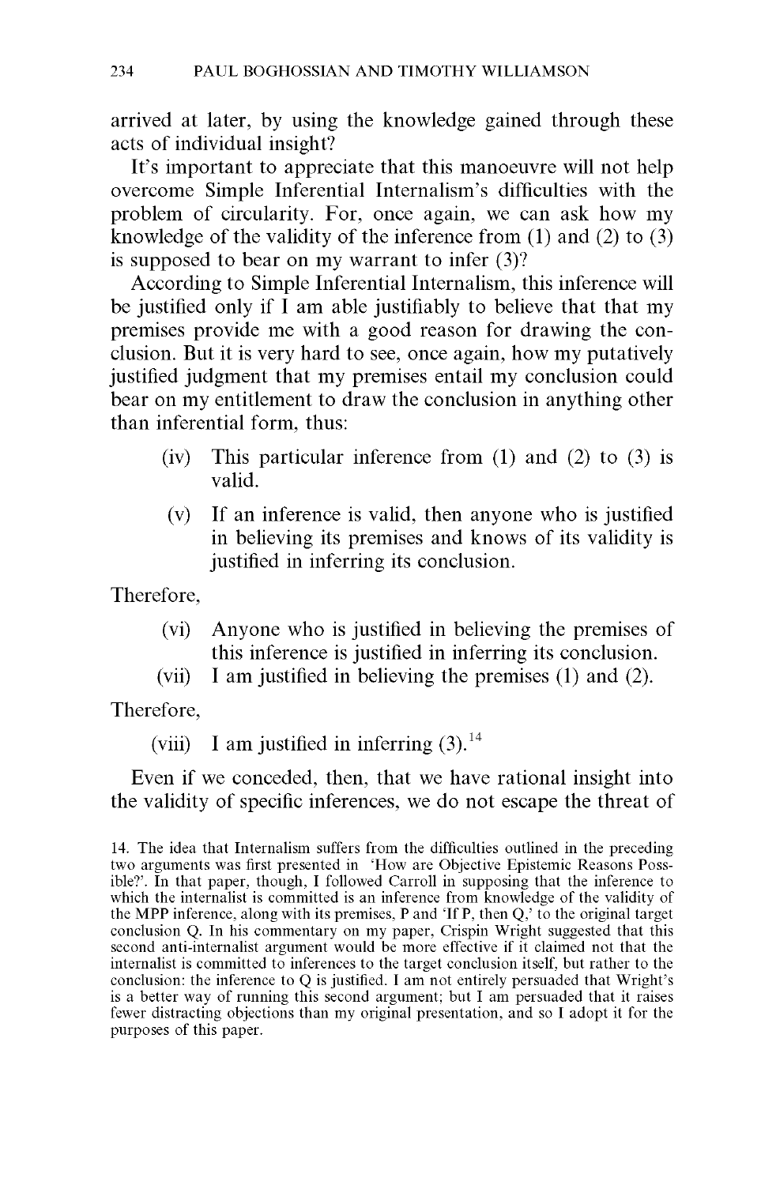arrived at later, by using the knowledge gained through these acts of individual insight?

It's important to appreciate that this manoeuvre will not help overcome Simple Inferential Internalism's difficulties with the problem of circularity. For, once again, we can ask how my knowledge of the validity of the inference from (1) and (2) to (3) is supposed to bear on my warrant to infer (3)?

According to Simple Inferential Internalism, this inference will be justified only if I am able justifiably to believe that that my premises provide me with a good reason for drawing the conclusion. But it is very hard to see, once again, how my putatively justified judgment that my premises entail my conclusion could bear on my entitlement to draw the conclusion in anything other than inferential form, thus:

> (iv) This particular inference from (1) and (2) to (3) is valid.
>
> (v) If an inference is valid, then anyone who is justified in believing its premises and knows of its validity is justified in inferring its conclusion.

Therefore,

> (vi) Anyone who is justified in believing the premises of this inference is justified in inferring its conclusion.
>
> (vii) I am justified in believing the premises (1) and (2).

Therefore,

> (viii) I am justified in inferring (3).[14]

Even if we conceded, then, that we have rational insight into the validity of specific inferences, we do not escape the threat of

14. The idea that Internalism suffers from the difficulties outlined in the preceding two arguments was first presented in 'How are Objective Epistemic Reasons Possible?'. In that paper, though, I followed Carroll in supposing that the inference to which the internalist is committed is an inference from knowledge of the validity of the MPP inference, along with its premises, P and 'If P, then Q,' to the original target conclusion Q. In his commentary on my paper, Crispin Wright suggested that this second anti-internalist argument would be more effective if it claimed not that the internalist is committed to inferences to the target conclusion itself, but rather to the conclusion: the inference to Q is justified. I am not entirely persuaded that Wright's is a better way of running this second argument; but I am persuaded that it raises fewer distracting objections than my original presentation, and so I adopt it for the purposes of this paper.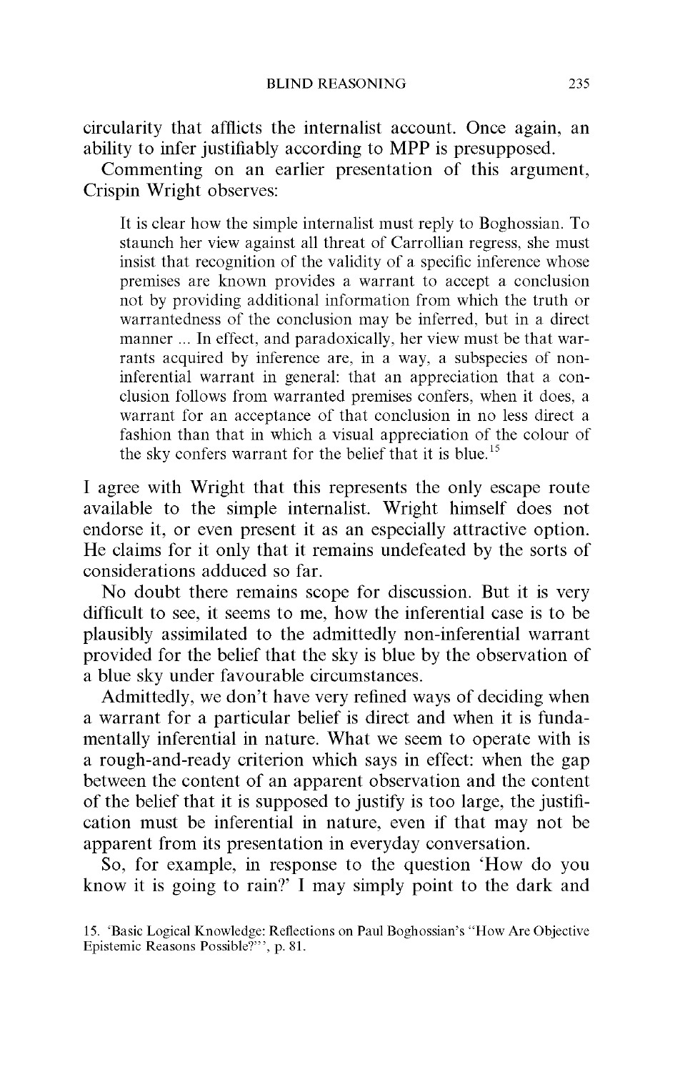circularity that afflicts the internalist account. Once again, an ability to infer justifiably according to MPP is presupposed.

Commenting on an earlier presentation of this argument, Crispin Wright observes:

> It is clear how the simple internalist must reply to Boghossian. To staunch her view against all threat of Carrollian regress, she must insist that recognition of the validity of a specific inference whose premises are known provides a warrant to accept a conclusion not by providing additional information from which the truth or warrantedness of the conclusion may be inferred, but in a direct manner ... In effect, and paradoxically, her view must be that warrants acquired by inference are, in a way, a subspecies of non-inferential warrant in general: that an appreciation that a conclusion follows from warranted premises confers, when it does, a warrant for an acceptance of that conclusion in no less direct a fashion than that in which a visual appreciation of the colour of the sky confers warrant for the belief that it is blue.[15]

I agree with Wright that this represents the only escape route available to the simple internalist. Wright himself does not endorse it, or even present it as an especially attractive option. He claims for it only that it remains undefeated by the sorts of considerations adduced so far.

No doubt there remains scope for discussion. But it is very difficult to see, it seems to me, how the inferential case is to be plausibly assimilated to the admittedly non-inferential warrant provided for the belief that the sky is blue by the observation of a blue sky under favourable circumstances.

Admittedly, we don't have very refined ways of deciding when a warrant for a particular belief is direct and when it is fundamentally inferential in nature. What we seem to operate with is a rough-and-ready criterion which says in effect: when the gap between the content of an apparent observation and the content of the belief that it is supposed to justify is too large, the justification must be inferential in nature, even if that may not be apparent from its presentation in everyday conversation.

So, for example, in response to the question 'How do you know it is going to rain?' I may simply point to the dark and

15. 'Basic Logical Knowledge: Reflections on Paul Boghossian's "How Are Objective Epistemic Reasons Possible?"', p. 81.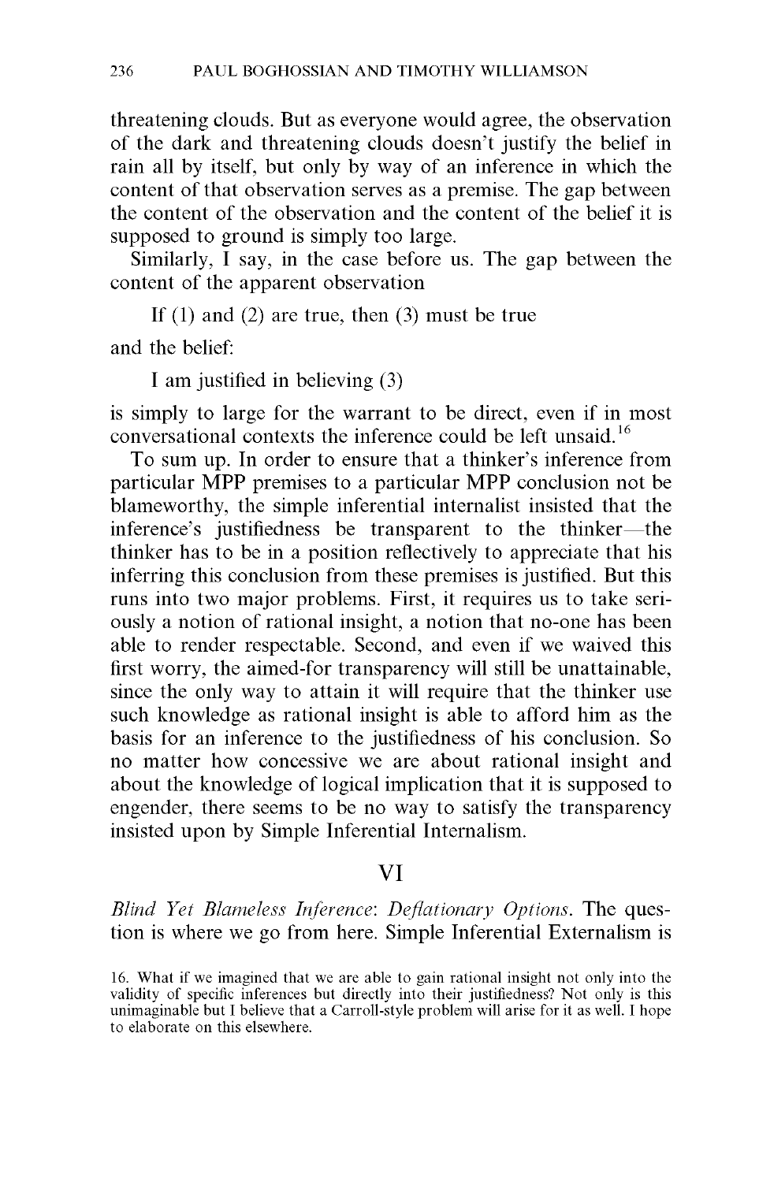threatening clouds. But as everyone would agree, the observation of the dark and threatening clouds doesn't justify the belief in rain all by itself, but only by way of an inference in which the content of that observation serves as a premise. The gap between the content of the observation and the content of the belief it is supposed to ground is simply too large.

Similarly, I say, in the case before us. The gap between the content of the apparent observation

> If (1) and (2) are true, then (3) must be true

and the belief:

> I am justified in believing (3)

is simply to large for the warrant to be direct, even if in most conversational contexts the inference could be left unsaid.[16]

To sum up. In order to ensure that a thinker's inference from particular MPP premises to a particular MPP conclusion not be blameworthy, the simple inferential internalist insisted that the inference's justifiedness be transparent to the thinker—the thinker has to be in a position reflectively to appreciate that his inferring this conclusion from these premises is justified. But this runs into two major problems. First, it requires us to take seriously a notion of rational insight, a notion that no-one has been able to render respectable. Second, and even if we waived this first worry, the aimed-for transparency will still be unattainable, since the only way to attain it will require that the thinker use such knowledge as rational insight is able to afford him as the basis for an inference to the justifiedness of his conclusion. So no matter how concessive we are about rational insight and about the knowledge of logical implication that it is supposed to engender, there seems to be no way to satisfy the transparency insisted upon by Simple Inferential Internalism.

## VI

*Blind Yet Blameless Inference: Deflationary Options.* The question is where we go from here. Simple Inferential Externalism is

16. What if we imagined that we are able to gain rational insight not only into the validity of specific inferences but directly into their justifiedness? Not only is this unimaginable but I believe that a Carroll-style problem will arise for it as well. I hope to elaborate on this elsewhere.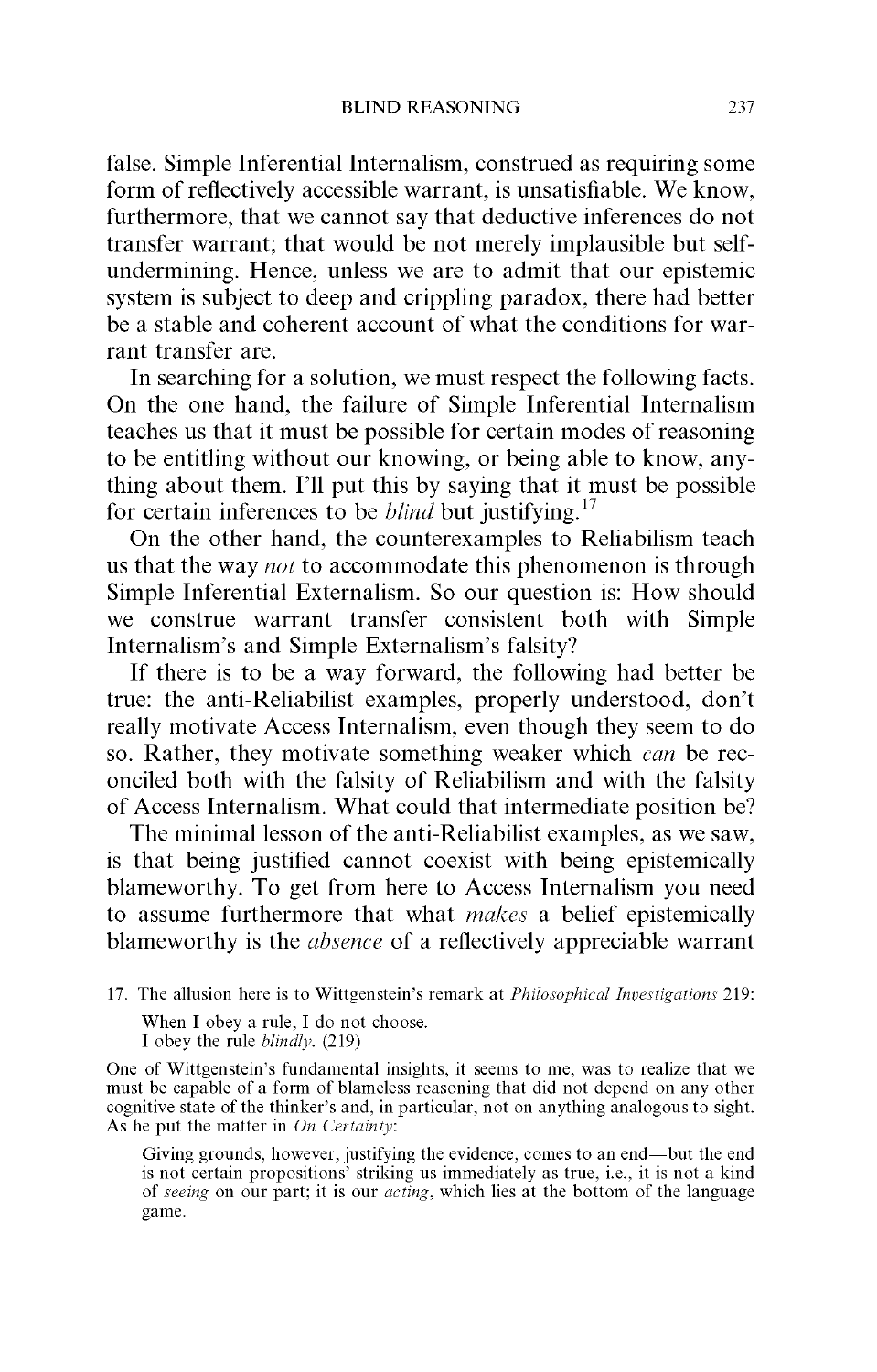false. Simple Inferential Internalism, construed as requiring some form of reflectively accessible warrant, is unsatisfiable. We know, furthermore, that we cannot say that deductive inferences do not transfer warrant; that would be not merely implausible but self-undermining. Hence, unless we are to admit that our epistemic system is subject to deep and crippling paradox, there had better be a stable and coherent account of what the conditions for warrant transfer are.

In searching for a solution, we must respect the following facts. On the one hand, the failure of Simple Inferential Internalism teaches us that it must be possible for certain modes of reasoning to be entitling without our knowing, or being able to know, anything about them. I'll put this by saying that it must be possible for certain inferences to be *blind* but justifying.[17]

On the other hand, the counterexamples to Reliabilism teach us that the way *not* to accommodate this phenomenon is through Simple Inferential Externalism. So our question is: How should we construe warrant transfer consistent both with Simple Internalism's and Simple Externalism's falsity?

If there is to be a way forward, the following had better be true: the anti-Reliabilist examples, properly understood, don't really motivate Access Internalism, even though they seem to do so. Rather, they motivate something weaker which *can* be reconciled both with the falsity of Reliabilism and with the falsity of Access Internalism. What could that intermediate position be?

The minimal lesson of the anti-Reliabilist examples, as we saw, is that being justified cannot coexist with being epistemically blameworthy. To get from here to Access Internalism you need to assume furthermore that what *makes* a belief epistemically blameworthy is the *absence* of a reflectively appreciable warrant

---

17. The allusion here is to Wittgenstein's remark at *Philosophical Investigations* 219:

> When I obey a rule, I do not choose.
> I obey the rule *blindly*. (219)

One of Wittgenstein's fundamental insights, it seems to me, was to realize that we must be capable of a form of blameless reasoning that did not depend on any other cognitive state of the thinker's and, in particular, not on anything analogous to sight. As he put the matter in *On Certainty*:

> Giving grounds, however, justifying the evidence, comes to an end—but the end is not certain propositions' striking us immediately as true, i.e., it is not a kind of *seeing* on our part; it is our *acting*, which lies at the bottom of the language game.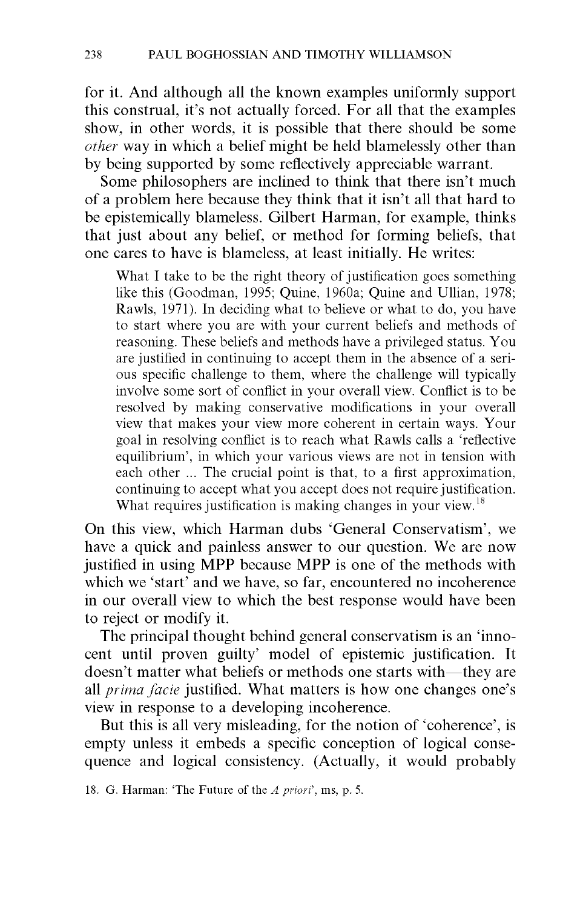for it. And although all the known examples uniformly support this construal, it's not actually forced. For all that the examples show, in other words, it is possible that there should be some *other* way in which a belief might be held blamelessly other than by being supported by some reflectively appreciable warrant.

Some philosophers are inclined to think that there isn't much of a problem here because they think that it isn't all that hard to be epistemically blameless. Gilbert Harman, for example, thinks that just about any belief, or method for forming beliefs, that one cares to have is blameless, at least initially. He writes:

> What I take to be the right theory of justification goes something like this (Goodman, 1995; Quine, 1960a; Quine and Ullian, 1978; Rawls, 1971). In deciding what to believe or what to do, you have to start where you are with your current beliefs and methods of reasoning. These beliefs and methods have a privileged status. You are justified in continuing to accept them in the absence of a serious specific challenge to them, where the challenge will typically involve some sort of conflict in your overall view. Conflict is to be resolved by making conservative modifications in your overall view that makes your view more coherent in certain ways. Your goal in resolving conflict is to reach what Rawls calls a 'reflective equilibrium', in which your various views are not in tension with each other ... The crucial point is that, to a first approximation, continuing to accept what you accept does not require justification. What requires justification is making changes in your view.[18]

On this view, which Harman dubs 'General Conservatism', we have a quick and painless answer to our question. We are now justified in using MPP because MPP is one of the methods with which we 'start' and we have, so far, encountered no incoherence in our overall view to which the best response would have been to reject or modify it.

The principal thought behind general conservatism is an 'innocent until proven guilty' model of epistemic justification. It doesn't matter what beliefs or methods one starts with—they are all *prima facie* justified. What matters is how one changes one's view in response to a developing incoherence.

But this is all very misleading, for the notion of 'coherence', is empty unless it embeds a specific conception of logical consequence and logical consistency. (Actually, it would probably

18. G. Harman: 'The Future of the *A priori*', ms, p. 5.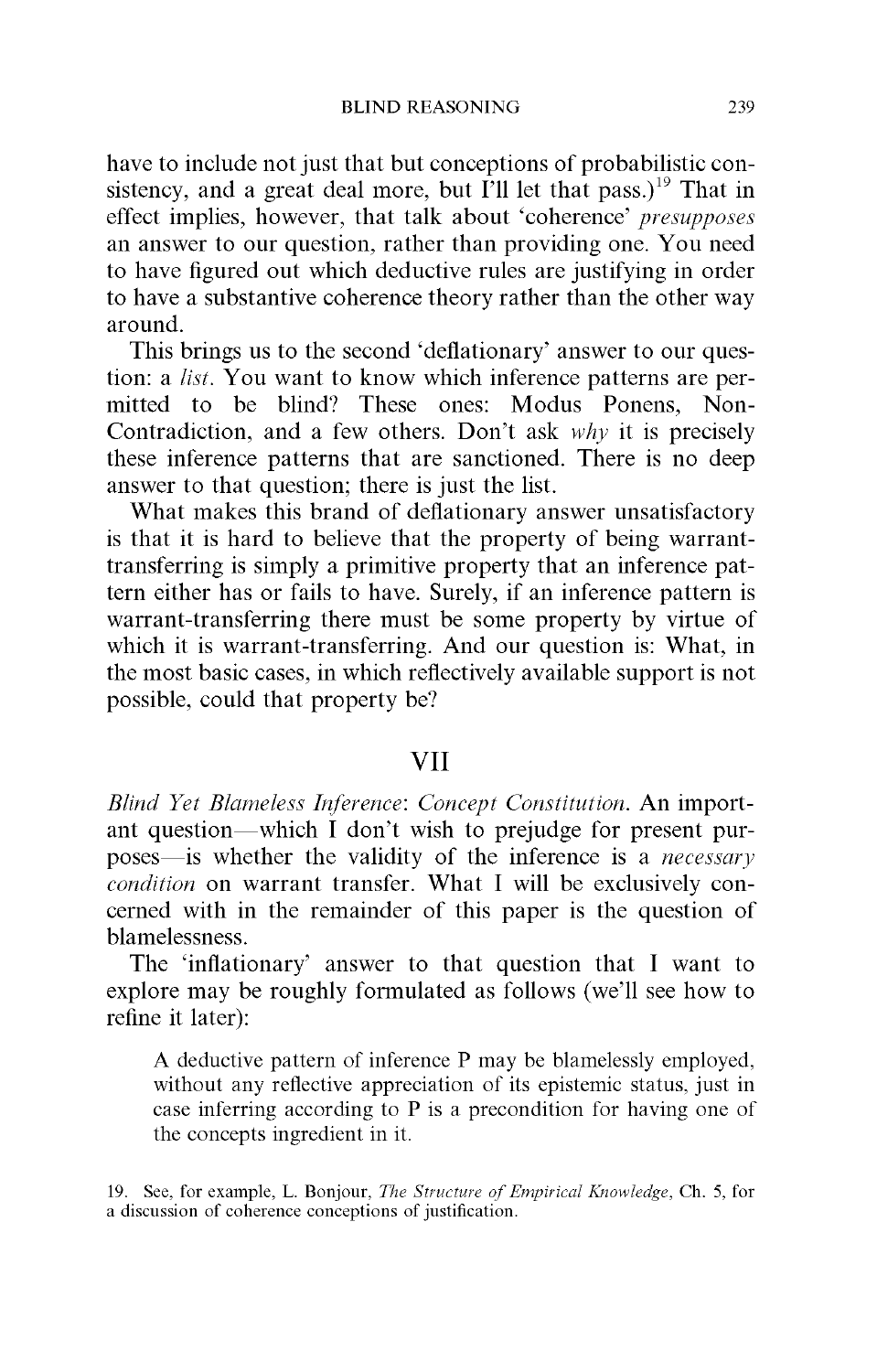have to include not just that but conceptions of probabilistic consistency, and a great deal more, but I'll let that pass.)[19] That in effect implies, however, that talk about 'coherence' *presupposes* an answer to our question, rather than providing one. You need to have figured out which deductive rules are justifying in order to have a substantive coherence theory rather than the other way around.

This brings us to the second 'deflationary' answer to our question: a *list*. You want to know which inference patterns are permitted to be blind? These ones: Modus Ponens, Non-Contradiction, and a few others. Don't ask *why* it is precisely these inference patterns that are sanctioned. There is no deep answer to that question; there is just the list.

What makes this brand of deflationary answer unsatisfactory is that it is hard to believe that the property of being warrant-transferring is simply a primitive property that an inference pattern either has or fails to have. Surely, if an inference pattern is warrant-transferring there must be some property by virtue of which it is warrant-transferring. And our question is: What, in the most basic cases, in which reflectively available support is not possible, could that property be?

## VII

*Blind Yet Blameless Inference: Concept Constitution.* An important question—which I don't wish to prejudge for present purposes—is whether the validity of the inference is a *necessary condition* on warrant transfer. What I will be exclusively concerned with in the remainder of this paper is the question of blamelessness.

The 'inflationary' answer to that question that I want to explore may be roughly formulated as follows (we'll see how to refine it later):

> A deductive pattern of inference P may be blamelessly employed, without any reflective appreciation of its epistemic status, just in case inferring according to P is a precondition for having one of the concepts ingredient in it.

19. See, for example, L. Bonjour, *The Structure of Empirical Knowledge*, Ch. 5, for a discussion of coherence conceptions of justification.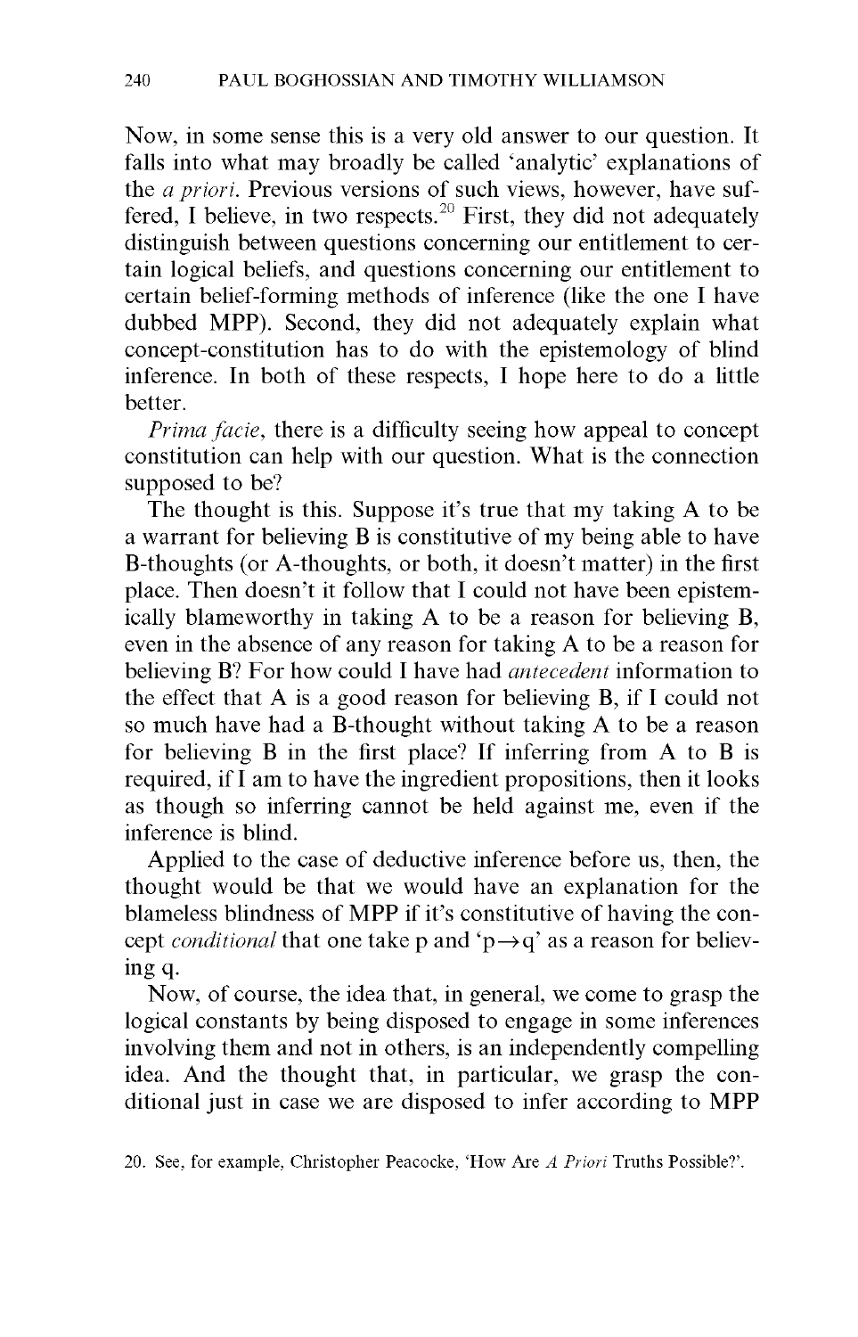Now, in some sense this is a very old answer to our question. It falls into what may broadly be called 'analytic' explanations of the *a priori*. Previous versions of such views, however, have suffered, I believe, in two respects.[20] First, they did not adequately distinguish between questions concerning our entitlement to certain logical beliefs, and questions concerning our entitlement to certain belief-forming methods of inference (like the one I have dubbed MPP). Second, they did not adequately explain what concept-constitution has to do with the epistemology of blind inference. In both of these respects, I hope here to do a little better.

*Prima facie*, there is a difficulty seeing how appeal to concept constitution can help with our question. What is the connection supposed to be?

The thought is this. Suppose it's true that my taking A to be a warrant for believing B is constitutive of my being able to have B-thoughts (or A-thoughts, or both, it doesn't matter) in the first place. Then doesn't it follow that I could not have been epistemically blameworthy in taking A to be a reason for believing B, even in the absence of any reason for taking A to be a reason for believing B? For how could I have had *antecedent* information to the effect that A is a good reason for believing B, if I could not so much have had a B-thought without taking A to be a reason for believing B in the first place? If inferring from A to B is required, if I am to have the ingredient propositions, then it looks as though so inferring cannot be held against me, even if the inference is blind.

Applied to the case of deductive inference before us, then, the thought would be that we would have an explanation for the blameless blindness of MPP if it's constitutive of having the concept *conditional* that one take p and '$p \rightarrow q$' as a reason for believing q.

Now, of course, the idea that, in general, we come to grasp the logical constants by being disposed to engage in some inferences involving them and not in others, is an independently compelling idea. And the thought that, in particular, we grasp the conditional just in case we are disposed to infer according to MPP

20. See, for example, Christopher Peacocke, 'How Are *A Priori* Truths Possible?'.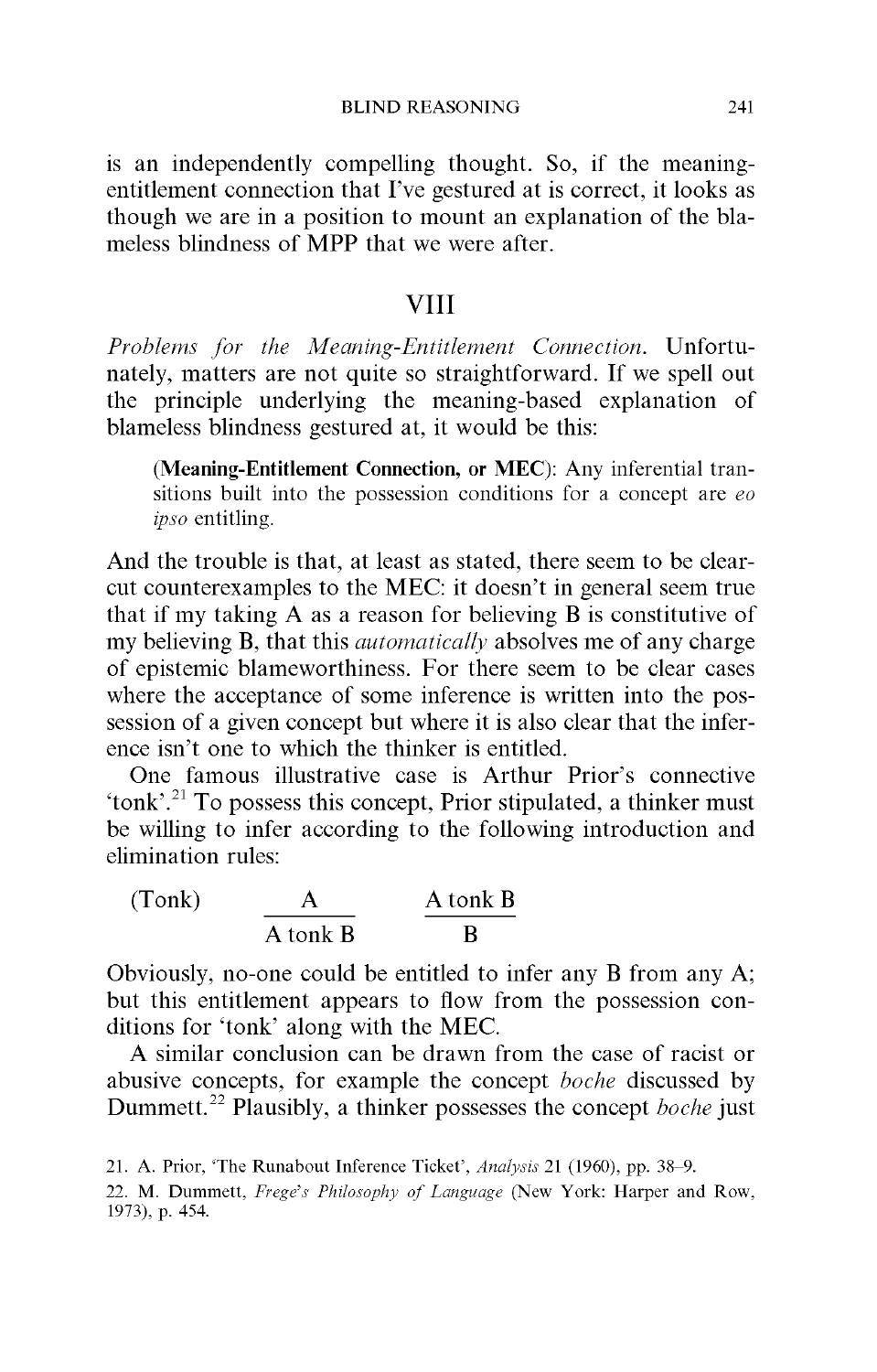is an independently compelling thought. So, if the meaning-entitlement connection that I've gestured at is correct, it looks as though we are in a position to mount an explanation of the blameless blindness of MPP that we were after.

## VIII

*Problems for the Meaning-Entitlement Connection.* Unfortunately, matters are not quite so straightforward. If we spell out the principle underlying the meaning-based explanation of blameless blindness gestured at, it would be this:

> **(Meaning-Entitlement Connection, or MEC)**: Any inferential transitions built into the possession conditions for a concept are *eo ipso* entitling.

And the trouble is that, at least as stated, there seem to be clear-cut counterexamples to the MEC: it doesn't in general seem true that if my taking A as a reason for believing B is constitutive of my believing B, that this *automatically* absolves me of any charge of epistemic blameworthiness. For there seem to be clear cases where the acceptance of some inference is written into the possession of a given concept but where it is also clear that the inference isn't one to which the thinker is entitled.

One famous illustrative case is Arthur Prior's connective 'tonk'.[21] To possess this concept, Prior stipulated, a thinker must be willing to infer according to the following introduction and elimination rules:

$$\text{(Tonk)} \qquad \frac{A}{A \text{ tonk } B} \qquad \frac{A \text{ tonk } B}{B}$$

Obviously, no-one could be entitled to infer any B from any A; but this entitlement appears to flow from the possession conditions for 'tonk' along with the MEC.

A similar conclusion can be drawn from the case of racist or abusive concepts, for example the concept *boche* discussed by Dummett.[22] Plausibly, a thinker possesses the concept *boche* just

21. A. Prior, 'The Runabout Inference Ticket', *Analysis* 21 (1960), pp. 38–9.

22. M. Dummett, *Frege's Philosophy of Language* (New York: Harper and Row, 1973), p. 454.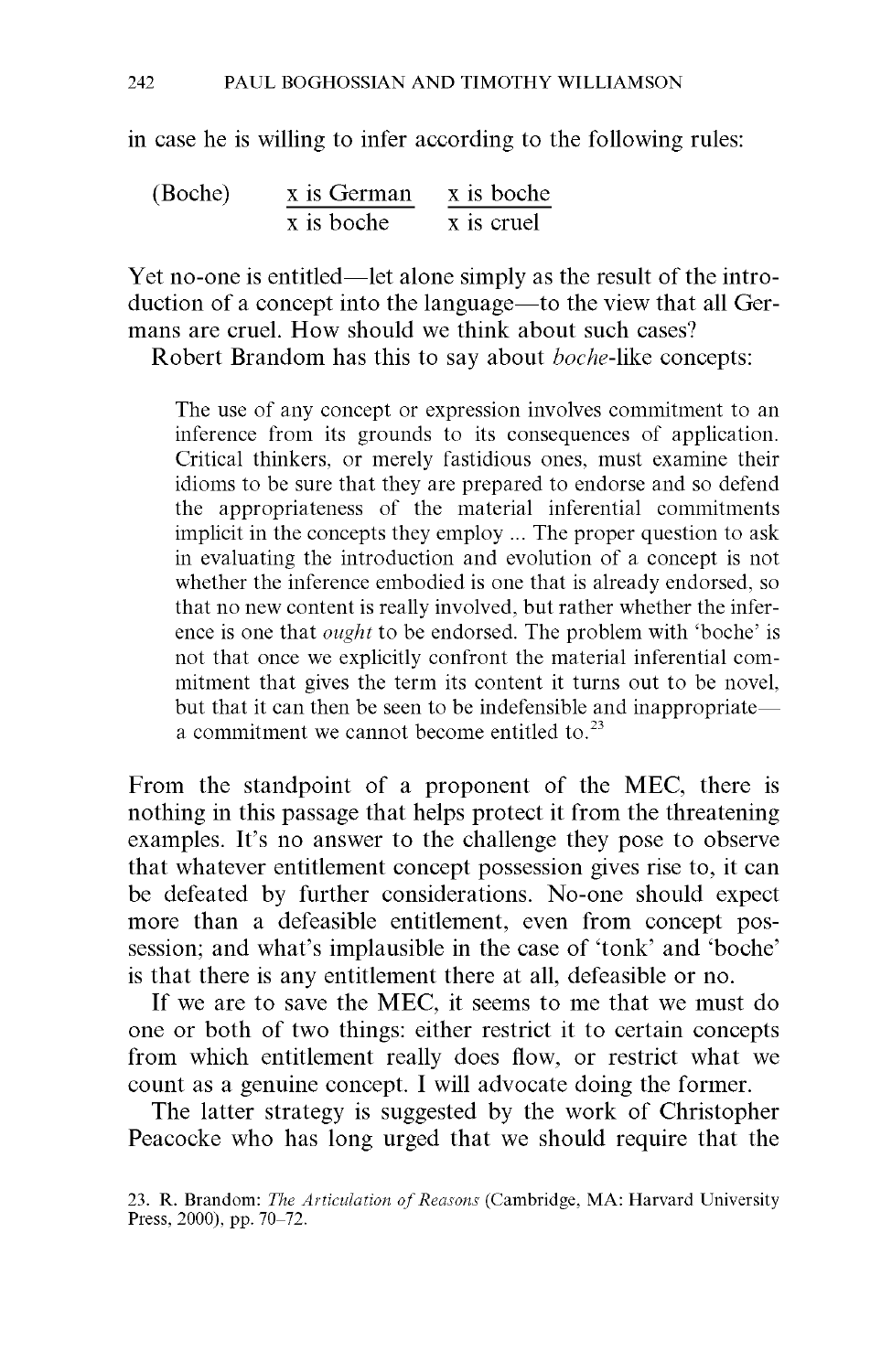in case he is willing to infer according to the following rules:

$$\text{(Boche)} \qquad \frac{\text{x is German}}{\text{x is boche}} \qquad \frac{\text{x is boche}}{\text{x is cruel}}$$

Yet no-one is entitled—let alone simply as the result of the introduction of a concept into the language—to the view that all Germans are cruel. How should we think about such cases?

Robert Brandom has this to say about *boche*-like concepts:

> The use of any concept or expression involves commitment to an inference from its grounds to its consequences of application. Critical thinkers, or merely fastidious ones, must examine their idioms to be sure that they are prepared to endorse and so defend the appropriateness of the material inferential commitments implicit in the concepts they employ ... The proper question to ask in evaluating the introduction and evolution of a concept is not whether the inference embodied is one that is already endorsed, so that no new content is really involved, but rather whether the inference is one that *ought* to be endorsed. The problem with 'boche' is not that once we explicitly confront the material inferential commitment that gives the term its content it turns out to be novel, but that it can then be seen to be indefensible and inappropriate—a commitment we cannot become entitled to.[23]

From the standpoint of a proponent of the MEC, there is nothing in this passage that helps protect it from the threatening examples. It's no answer to the challenge they pose to observe that whatever entitlement concept possession gives rise to, it can be defeated by further considerations. No-one should expect more than a defeasible entitlement, even from concept possession; and what's implausible in the case of 'tonk' and 'boche' is that there is any entitlement there at all, defeasible or no.

If we are to save the MEC, it seems to me that we must do one or both of two things: either restrict it to certain concepts from which entitlement really does flow, or restrict what we count as a genuine concept. I will advocate doing the former.

The latter strategy is suggested by the work of Christopher Peacocke who has long urged that we should require that the

23. R. Brandom: *The Articulation of Reasons* (Cambridge, MA: Harvard University Press, 2000), pp. 70–72.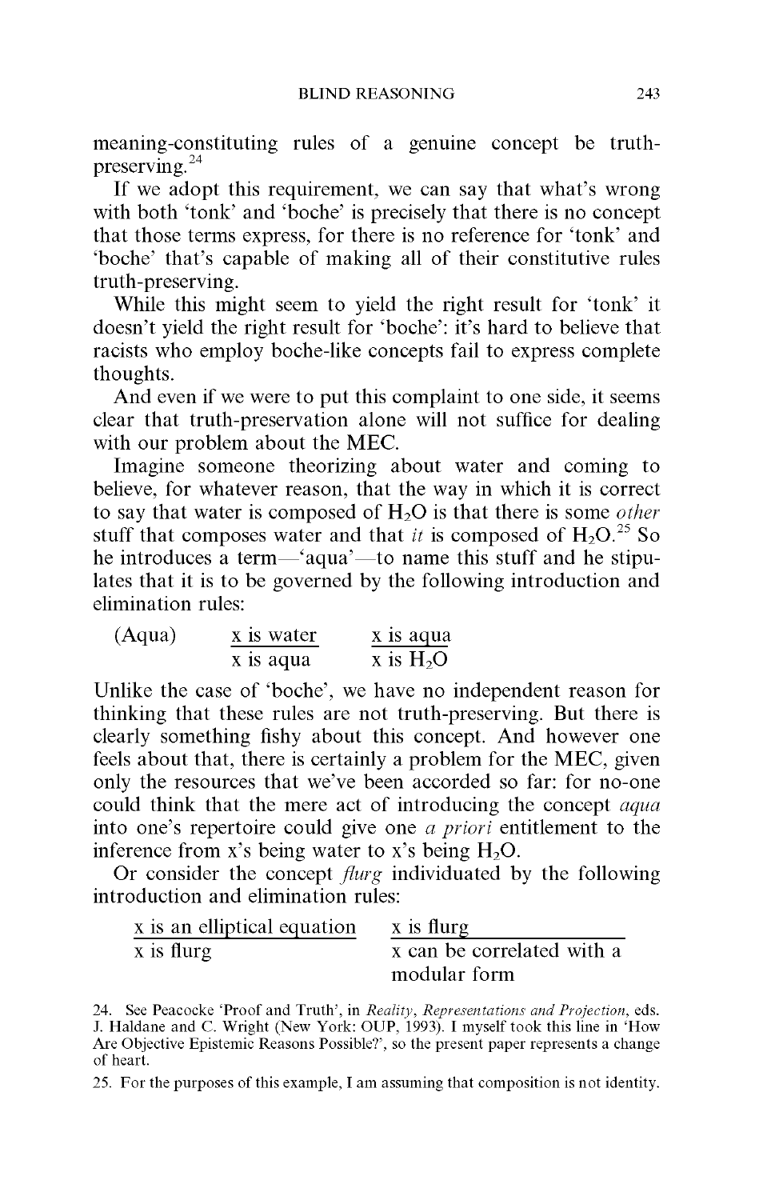meaning-constituting rules of a genuine concept be truth-preserving.[24]

If we adopt this requirement, we can say that what's wrong with both 'tonk' and 'boche' is precisely that there is no concept that those terms express, for there is no reference for 'tonk' and 'boche' that's capable of making all of their constitutive rules truth-preserving.

While this might seem to yield the right result for 'tonk' it doesn't yield the right result for 'boche': it's hard to believe that racists who employ boche-like concepts fail to express complete thoughts.

And even if we were to put this complaint to one side, it seems clear that truth-preservation alone will not suffice for dealing with our problem about the MEC.

Imagine someone theorizing about water and coming to believe, for whatever reason, that the way in which it is correct to say that water is composed of $H_2O$ is that there is some *other* stuff that composes water and that *it* is composed of $H_2O$.[25] So he introduces a term—'aqua'—to name this stuff and he stipulates that it is to be governed by the following introduction and elimination rules:

$$\text{(Aqua)} \qquad \frac{\text{x is water}}{\text{x is aqua}} \qquad \frac{\text{x is aqua}}{\text{x is } H_2O}$$

Unlike the case of 'boche', we have no independent reason for thinking that these rules are not truth-preserving. But there is clearly something fishy about this concept. And however one feels about that, there is certainly a problem for the MEC, given only the resources that we've been accorded so far: for no-one could think that the mere act of introducing the concept *aqua* into one's repertoire could give one *a priori* entitlement to the inference from x's being water to x's being $H_2O$.

Or consider the concept *flurg* individuated by the following introduction and elimination rules:

$$\frac{\text{x is an elliptical equation}}{\text{x is flurg}} \qquad \frac{\text{x is flurg}}{\text{x can be correlated with a modular form}}$$

24. See Peacocke 'Proof and Truth', in *Reality, Representations and Projection*, eds. J. Haldane and C. Wright (New York: OUP, 1993). I myself took this line in 'How Are Objective Epistemic Reasons Possible?', so the present paper represents a change of heart.

25. For the purposes of this example, I am assuming that composition is not identity.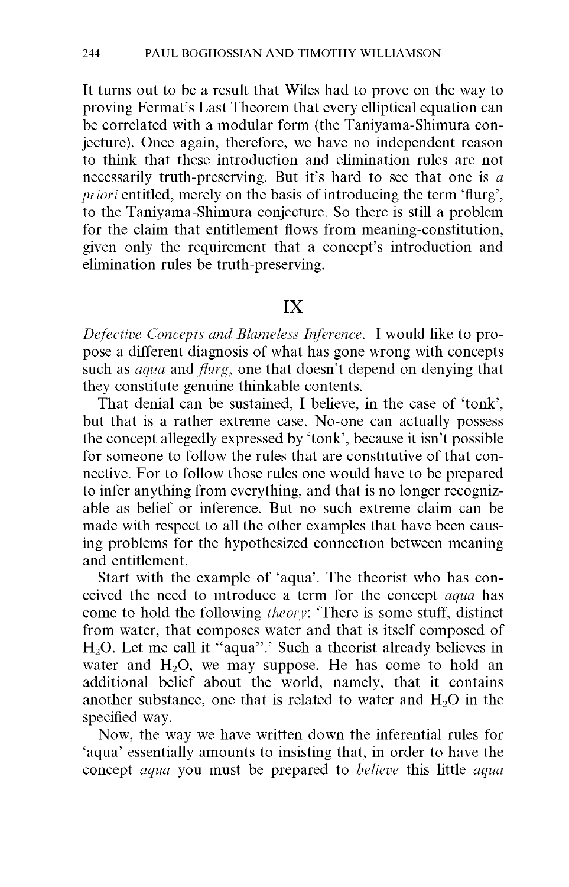It turns out to be a result that Wiles had to prove on the way to proving Fermat's Last Theorem that every elliptical equation can be correlated with a modular form (the Taniyama-Shimura conjecture). Once again, therefore, we have no independent reason to think that these introduction and elimination rules are not necessarily truth-preserving. But it's hard to see that one is *a priori* entitled, merely on the basis of introducing the term 'flurg', to the Taniyama-Shimura conjecture. So there is still a problem for the claim that entitlement flows from meaning-constitution, given only the requirement that a concept's introduction and elimination rules be truth-preserving.

## IX

*Defective Concepts and Blameless Inference.* I would like to propose a different diagnosis of what has gone wrong with concepts such as *aqua* and *flurg*, one that doesn't depend on denying that they constitute genuine thinkable contents.

That denial can be sustained, I believe, in the case of 'tonk', but that is a rather extreme case. No-one can actually possess the concept allegedly expressed by 'tonk', because it isn't possible for someone to follow the rules that are constitutive of that connective. For to follow those rules one would have to be prepared to infer anything from everything, and that is no longer recognizable as belief or inference. But no such extreme claim can be made with respect to all the other examples that have been causing problems for the hypothesized connection between meaning and entitlement.

Start with the example of 'aqua'. The theorist who has conceived the need to introduce a term for the concept *aqua* has come to hold the following *theory*: 'There is some stuff, distinct from water, that composes water and that is itself composed of $H_2O$. Let me call it "aqua".' Such a theorist already believes in water and $H_2O$, we may suppose. He has come to hold an additional belief about the world, namely, that it contains another substance, one that is related to water and $H_2O$ in the specified way.

Now, the way we have written down the inferential rules for 'aqua' essentially amounts to insisting that, in order to have the concept *aqua* you must be prepared to *believe* this little *aqua*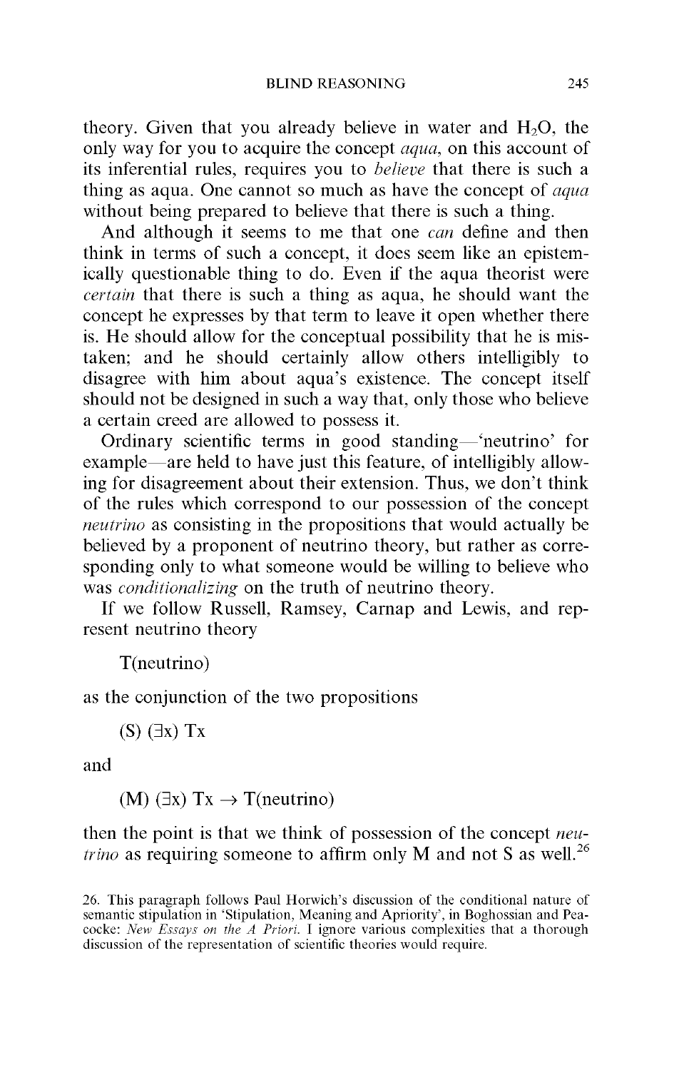theory. Given that you already believe in water and $H_2O$, the only way for you to acquire the concept *aqua*, on this account of its inferential rules, requires you to *believe* that there is such a thing as aqua. One cannot so much as have the concept of *aqua* without being prepared to believe that there is such a thing.

And although it seems to me that one *can* define and then think in terms of such a concept, it does seem like an epistemically questionable thing to do. Even if the aqua theorist were *certain* that there is such a thing as aqua, he should want the concept he expresses by that term to leave it open whether there is. He should allow for the conceptual possibility that he is mistaken; and he should certainly allow others intelligibly to disagree with him about aqua's existence. The concept itself should not be designed in such a way that, only those who believe a certain creed are allowed to possess it.

Ordinary scientific terms in good standing—'neutrino' for example—are held to have just this feature, of intelligibly allowing for disagreement about their extension. Thus, we don't think of the rules which correspond to our possession of the concept *neutrino* as consisting in the propositions that would actually be believed by a proponent of neutrino theory, but rather as corresponding only to what someone would be willing to believe who was *conditionalizing* on the truth of neutrino theory.

If we follow Russell, Ramsey, Carnap and Lewis, and represent neutrino theory

T(neutrino)

as the conjunction of the two propositions

(S) $(\exists x)$ Tx

and

(M) $(\exists x)$ Tx $\rightarrow$ T(neutrino)

then the point is that we think of possession of the concept *neutrino* as requiring someone to affirm only M and not S as well.[26]

26. This paragraph follows Paul Horwich's discussion of the conditional nature of semantic stipulation in 'Stipulation, Meaning and Apriority', in Boghossian and Peacocke: *New Essays on the A Priori*. I ignore various complexities that a thorough discussion of the representation of scientific theories would require.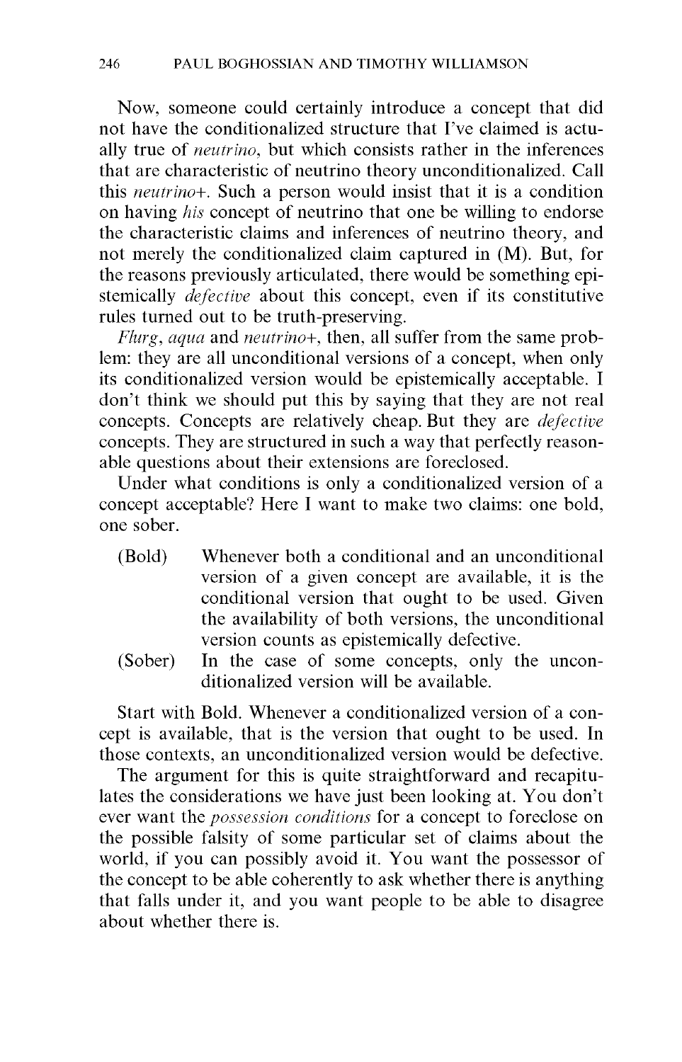Now, someone could certainly introduce a concept that did not have the conditionalized structure that I've claimed is actually true of *neutrino*, but which consists rather in the inferences that are characteristic of neutrino theory unconditionalized. Call this *neutrino+*. Such a person would insist that it is a condition on having *his* concept of neutrino that one be willing to endorse the characteristic claims and inferences of neutrino theory, and not merely the conditionalized claim captured in (M). But, for the reasons previously articulated, there would be something epistemically *defective* about this concept, even if its constitutive rules turned out to be truth-preserving.

*Flurg*, *aqua* and *neutrino+*, then, all suffer from the same problem: they are all unconditional versions of a concept, when only its conditionalized version would be epistemically acceptable. I don't think we should put this by saying that they are not real concepts. Concepts are relatively cheap. But they are *defective* concepts. They are structured in such a way that perfectly reasonable questions about their extensions are foreclosed.

Under what conditions is only a conditionalized version of a concept acceptable? Here I want to make two claims: one bold, one sober.

(Bold) Whenever both a conditional and an unconditional version of a given concept are available, it is the conditional version that ought to be used. Given the availability of both versions, the unconditional version counts as epistemically defective.

(Sober) In the case of some concepts, only the unconditionalized version will be available.

Start with Bold. Whenever a conditionalized version of a concept is available, that is the version that ought to be used. In those contexts, an unconditionalized version would be defective.

The argument for this is quite straightforward and recapitulates the considerations we have just been looking at. You don't ever want the *possession conditions* for a concept to foreclose on the possible falsity of some particular set of claims about the world, if you can possibly avoid it. You want the possessor of the concept to be able coherently to ask whether there is anything that falls under it, and you want people to be able to disagree about whether there is.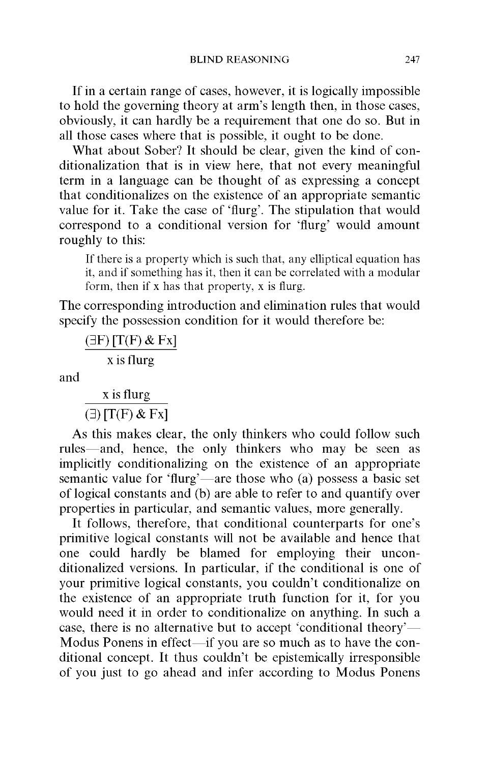If in a certain range of cases, however, it is logically impossible to hold the governing theory at arm's length then, in those cases, obviously, it can hardly be a requirement that one do so. But in all those cases where that is possible, it ought to be done.

What about Sober? It should be clear, given the kind of conditionalization that is in view here, that not every meaningful term in a language can be thought of as expressing a concept that conditionalizes on the existence of an appropriate semantic value for it. Take the case of 'flurg'. The stipulation that would correspond to a conditional version for 'flurg' would amount roughly to this:

> If there is a property which is such that, any elliptical equation has it, and if something has it, then it can be correlated with a modular form, then if x has that property, x is flurg.

The corresponding introduction and elimination rules that would specify the possession condition for it would therefore be:

$$\frac{(\exists F)\,[T(F)\ \&\ Fx]}{\text{x is flurg}}$$

and

$$\frac{\text{x is flurg}}{(\exists)\,[T(F)\ \&\ Fx]}$$

As this makes clear, the only thinkers who could follow such rules—and, hence, the only thinkers who may be seen as implicitly conditionalizing on the existence of an appropriate semantic value for 'flurg'—are those who (a) possess a basic set of logical constants and (b) are able to refer to and quantify over properties in particular, and semantic values, more generally.

It follows, therefore, that conditional counterparts for one's primitive logical constants will not be available and hence that one could hardly be blamed for employing their unconditionalized versions. In particular, if the conditional is one of your primitive logical constants, you couldn't conditionalize on the existence of an appropriate truth function for it, for you would need it in order to conditionalize on anything. In such a case, there is no alternative but to accept 'conditional theory'—Modus Ponens in effect—if you are so much as to have the conditional concept. It thus couldn't be epistemically irresponsible of you just to go ahead and infer according to Modus Ponens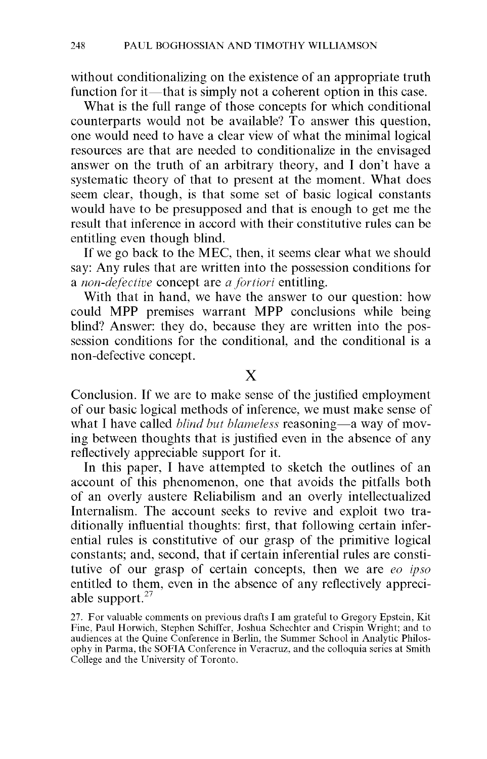without conditionalizing on the existence of an appropriate truth function for it—that is simply not a coherent option in this case.

What is the full range of those concepts for which conditional counterparts would not be available? To answer this question, one would need to have a clear view of what the minimal logical resources are that are needed to conditionalize in the envisaged answer on the truth of an arbitrary theory, and I don't have a systematic theory of that to present at the moment. What does seem clear, though, is that some set of basic logical constants would have to be presupposed and that is enough to get me the result that inference in accord with their constitutive rules can be entitling even though blind.

If we go back to the MEC, then, it seems clear what we should say: Any rules that are written into the possession conditions for a *non-defective* concept are *a fortiori* entitling.

With that in hand, we have the answer to our question: how could MPP premises warrant MPP conclusions while being blind? Answer: they do, because they are written into the possession conditions for the conditional, and the conditional is a non-defective concept.

## X

Conclusion. If we are to make sense of the justified employment of our basic logical methods of inference, we must make sense of what I have called *blind but blameless* reasoning—a way of moving between thoughts that is justified even in the absence of any reflectively appreciable support for it.

In this paper, I have attempted to sketch the outlines of an account of this phenomenon, one that avoids the pitfalls both of an overly austere Reliabilism and an overly intellectualized Internalism. The account seeks to revive and exploit two traditionally influential thoughts: first, that following certain inferential rules is constitutive of our grasp of the primitive logical constants; and, second, that if certain inferential rules are constitutive of our grasp of certain concepts, then we are *eo ipso* entitled to them, even in the absence of any reflectively appreciable support.[27]

27. For valuable comments on previous drafts I am grateful to Gregory Epstein, Kit Fine, Paul Horwich, Stephen Schiffer, Joshua Schechter and Crispin Wright; and to audiences at the Quine Conference in Berlin, the Summer School in Analytic Philosophy in Parma, the SOFIA Conference in Veracruz, and the colloquia series at Smith College and the University of Toronto.